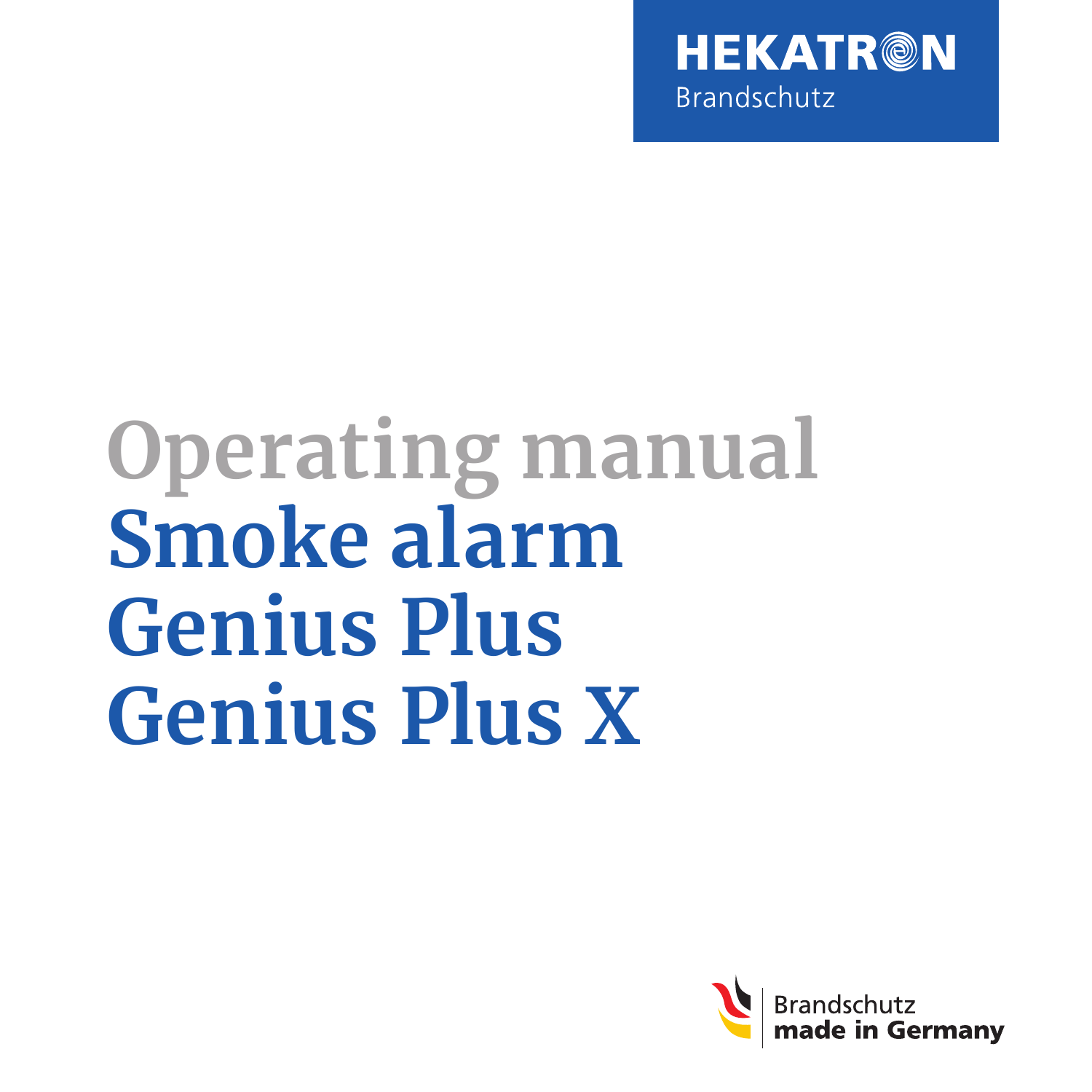HEKATRON
Brandschutz

# Operating manual

# Smoke alarm Genius Plus Genius Plus X

Brandschutz
**made in Germany**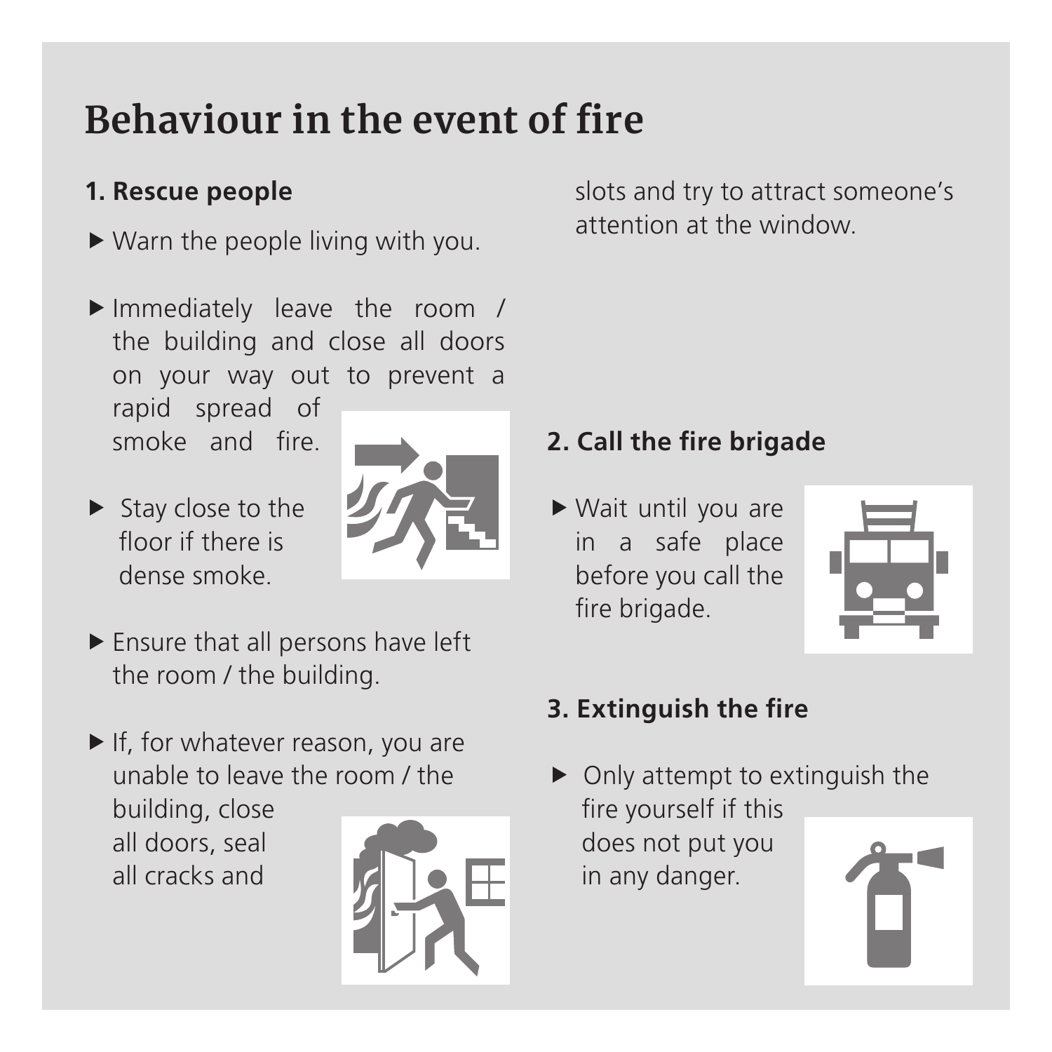# Behaviour in the event of fire

## 1. Rescue people

- Warn the people living with you.
- Immediately leave the room / the building and close all doors on your way out to prevent a rapid spread of smoke and fire.
- Stay close to the floor if there is dense smoke.
- Ensure that all persons have left the room / the building.
- If, for whatever reason, you are unable to leave the room / the building, close all doors, seal all cracks and slots and try to attract someone's attention at the window.

## 2. Call the fire brigade

- Wait until you are in a safe place before you call the fire brigade.

## 3. Extinguish the fire

- Only attempt to extinguish the fire yourself if this does not put you in any danger.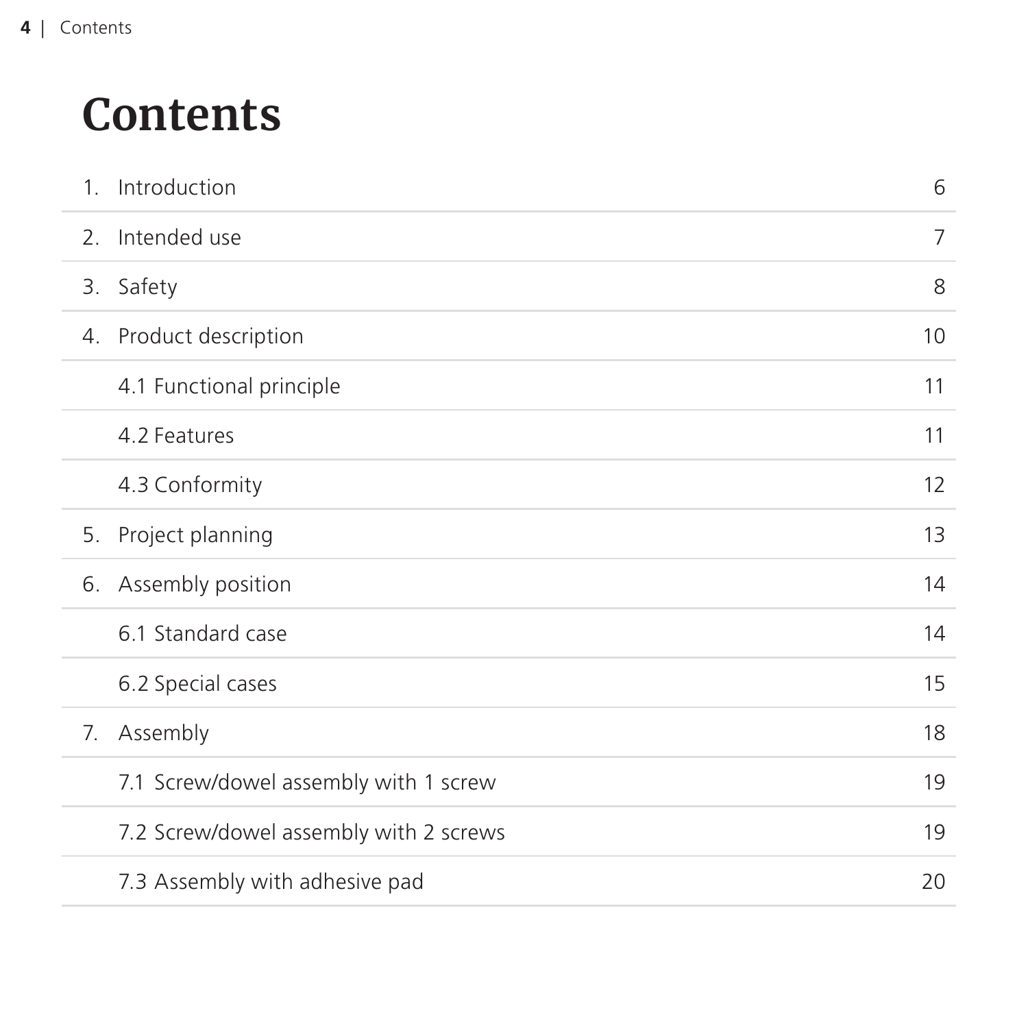# Contents

| | |
|---|---|
| 1. Introduction | 6 |
| 2. Intended use | 7 |
| 3. Safety | 8 |
| 4. Product description | 10 |
| 4.1 Functional principle | 11 |
| 4.2 Features | 11 |
| 4.3 Conformity | 12 |
| 5. Project planning | 13 |
| 6. Assembly position | 14 |
| 6.1 Standard case | 14 |
| 6.2 Special cases | 15 |
| 7. Assembly | 18 |
| 7.1 Screw/dowel assembly with 1 screw | 19 |
| 7.2 Screw/dowel assembly with 2 screws | 19 |
| 7.3 Assembly with adhesive pad | 20 |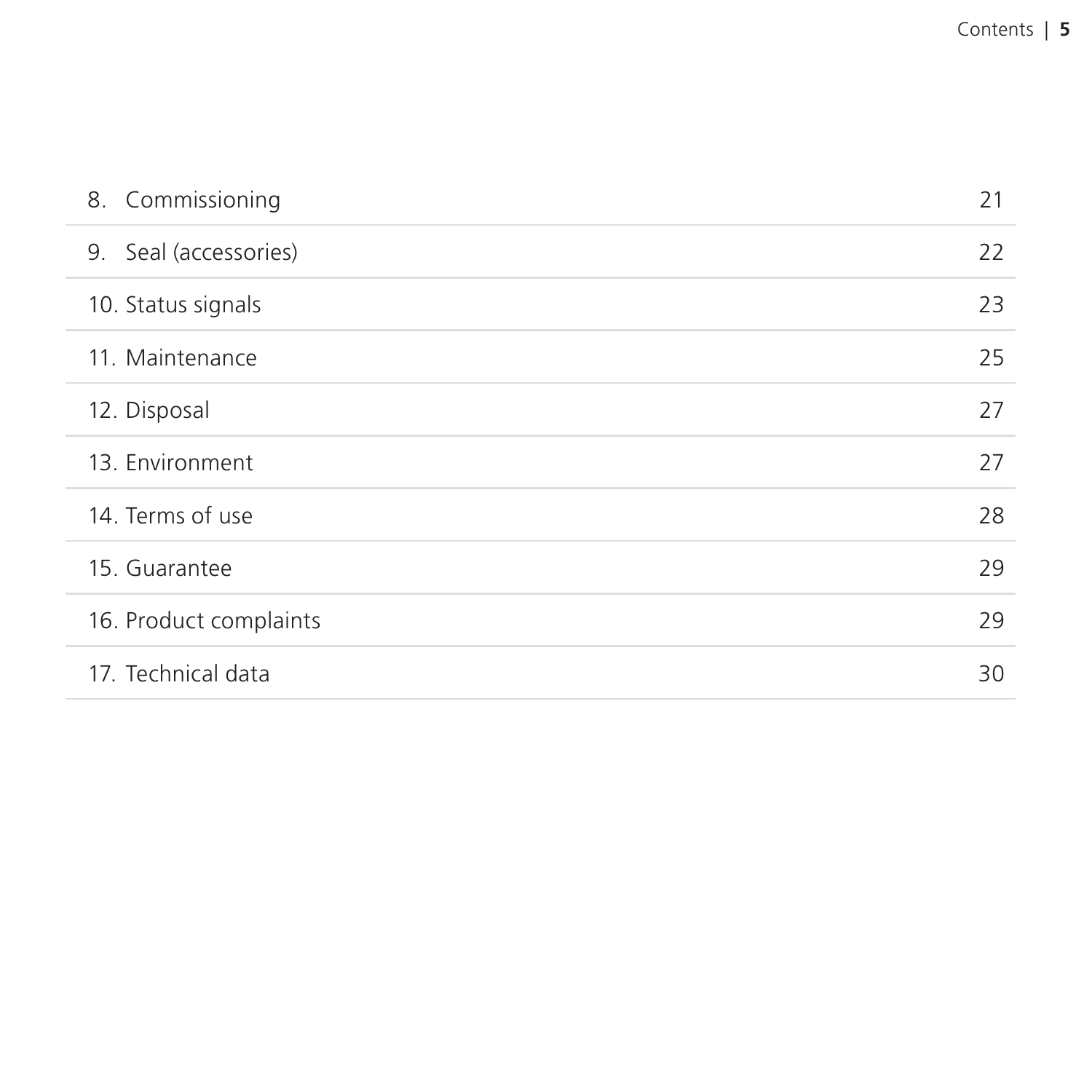| | |
|---|---|
| 8. Commissioning | 21 |
| 9. Seal (accessories) | 22 |
| 10. Status signals | 23 |
| 11. Maintenance | 25 |
| 12. Disposal | 27 |
| 13. Environment | 27 |
| 14. Terms of use | 28 |
| 15. Guarantee | 29 |
| 16. Product complaints | 29 |
| 17. Technical data | 30 |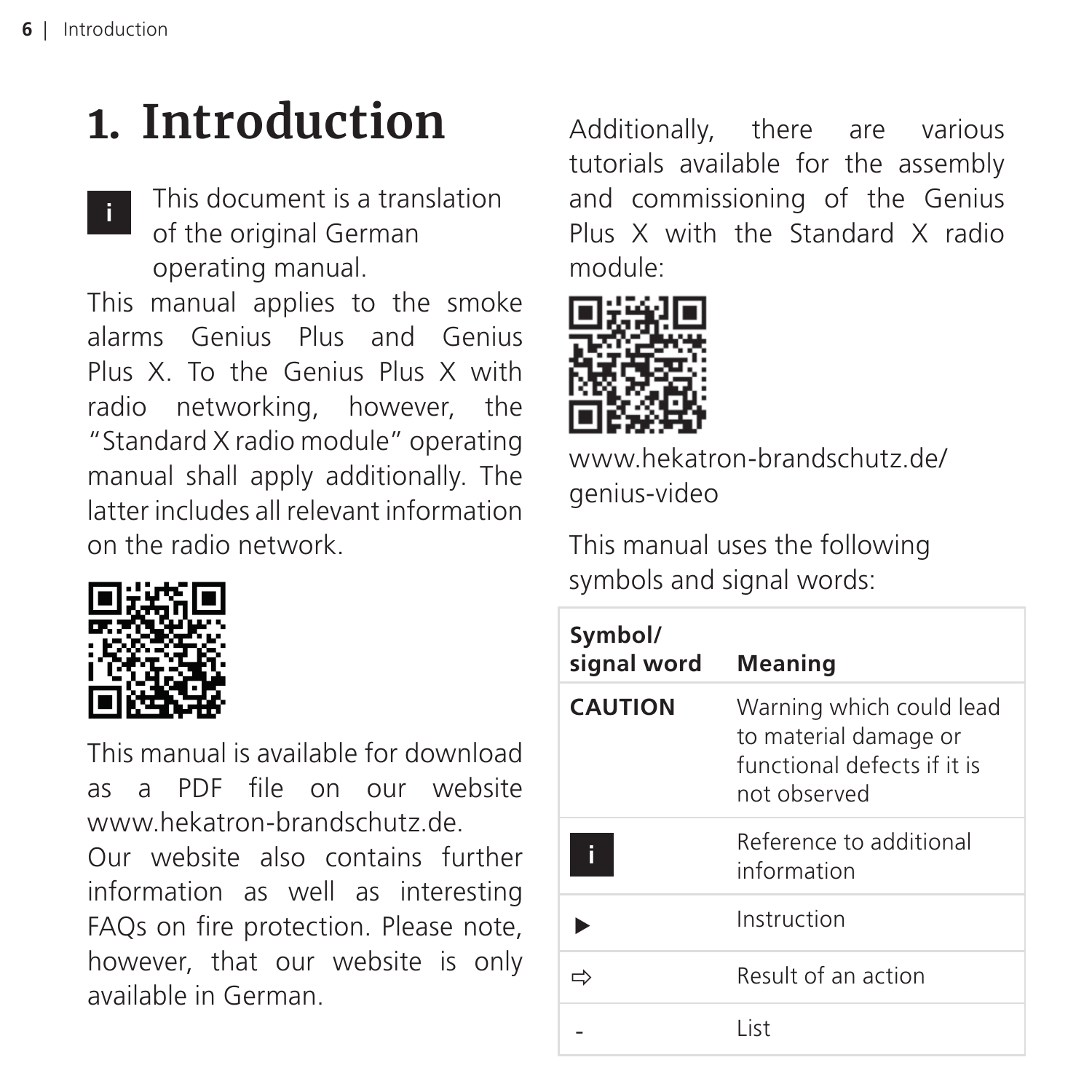# 1. Introduction

i This document is a translation of the original German operating manual.

This manual applies to the smoke alarms Genius Plus and Genius Plus X. To the Genius Plus X with radio networking, however, the "Standard X radio module" operating manual shall apply additionally. The latter includes all relevant information on the radio network.

This manual is available for download as a PDF file on our website www.hekatron-brandschutz.de.

Our website also contains further information as well as interesting FAQs on fire protection. Please note, however, that our website is only available in German.

Additionally, there are various tutorials available for the assembly and commissioning of the Genius Plus X with the Standard X radio module:

www.hekatron-brandschutz.de/genius-video

This manual uses the following symbols and signal words:

| Symbol/ signal word | Meaning |
|---|---|
| **CAUTION** | Warning which could lead to material damage or functional defects if it is not observed |
| i | Reference to additional information |
| ▶ | Instruction |
| ⇨ | Result of an action |
| - | List |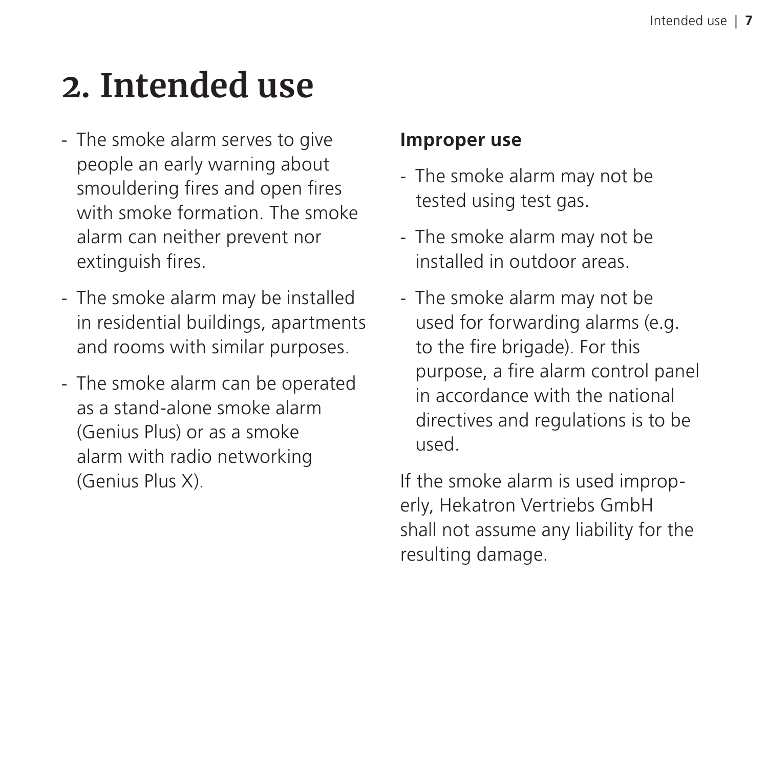# 2. Intended use

- The smoke alarm serves to give people an early warning about smouldering fires and open fires with smoke formation. The smoke alarm can neither prevent nor extinguish fires.
- The smoke alarm may be installed in residential buildings, apartments and rooms with similar purposes.
- The smoke alarm can be operated as a stand-alone smoke alarm (Genius Plus) or as a smoke alarm with radio networking (Genius Plus X).

**Improper use**

- The smoke alarm may not be tested using test gas.
- The smoke alarm may not be installed in outdoor areas.
- The smoke alarm may not be used for forwarding alarms (e.g. to the fire brigade). For this purpose, a fire alarm control panel in accordance with the national directives and regulations is to be used.

If the smoke alarm is used improperly, Hekatron Vertriebs GmbH shall not assume any liability for the resulting damage.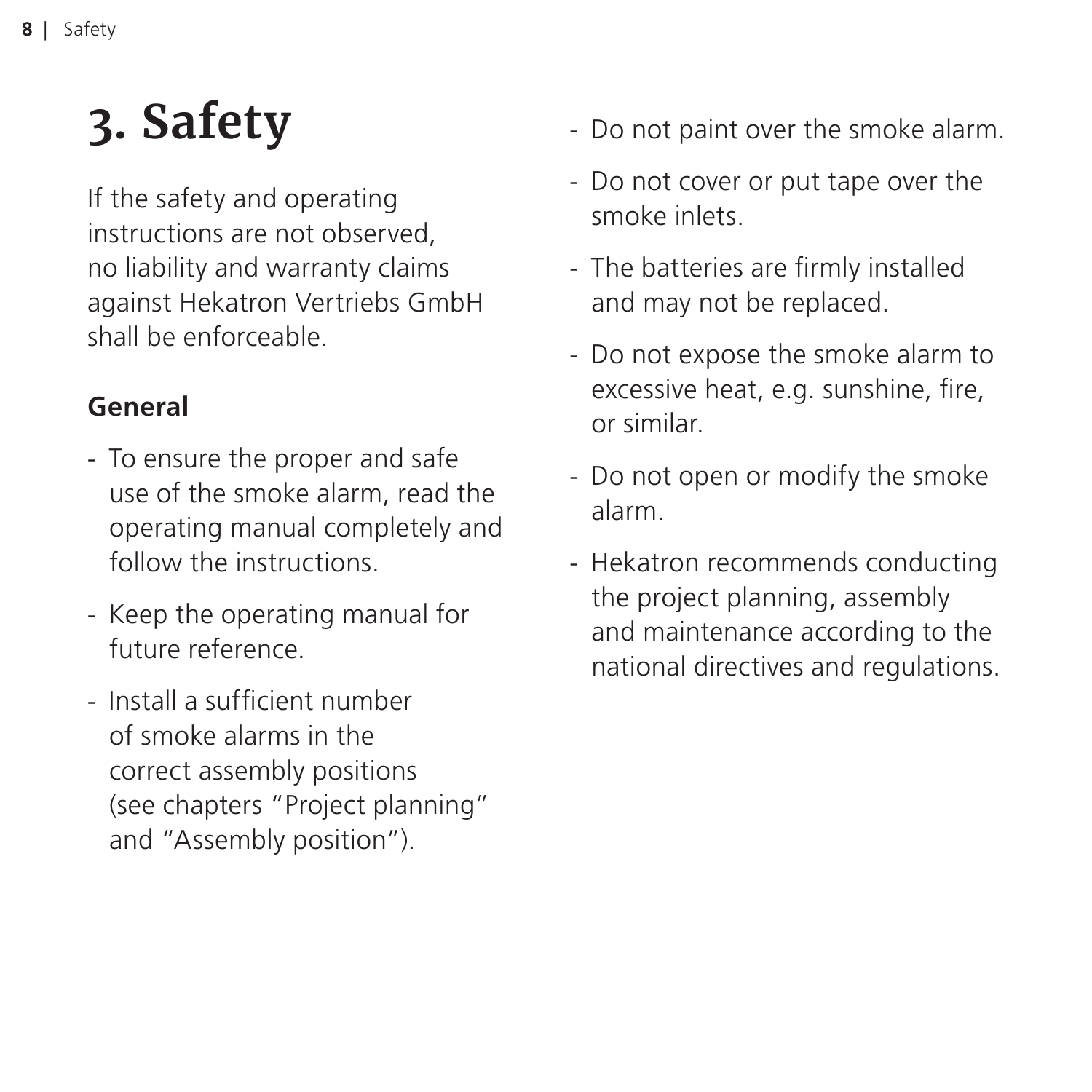# 3. Safety

If the safety and operating instructions are not observed, no liability and warranty claims against Hekatron Vertriebs GmbH shall be enforceable.

## General

- To ensure the proper and safe use of the smoke alarm, read the operating manual completely and follow the instructions.
- Keep the operating manual for future reference.
- Install a sufficient number of smoke alarms in the correct assembly positions (see chapters “Project planning” and “Assembly position”).
- Do not paint over the smoke alarm.
- Do not cover or put tape over the smoke inlets.
- The batteries are firmly installed and may not be replaced.
- Do not expose the smoke alarm to excessive heat, e.g. sunshine, fire, or similar.
- Do not open or modify the smoke alarm.
- Hekatron recommends conducting the project planning, assembly and maintenance according to the national directives and regulations.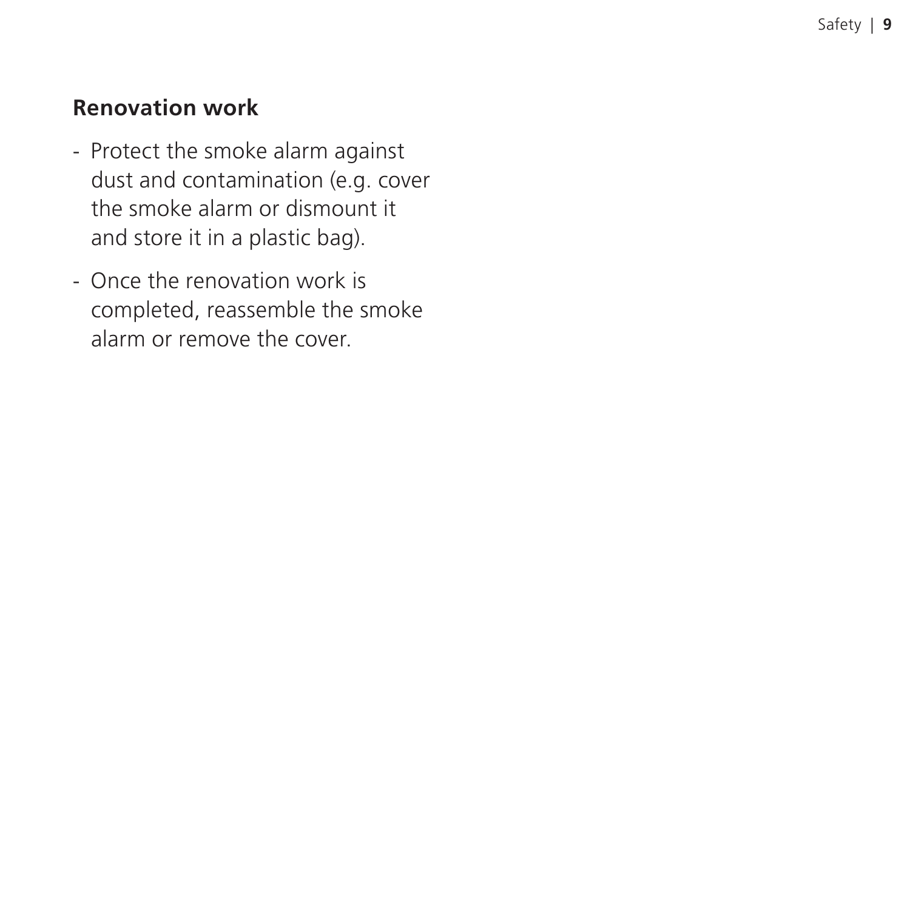## Renovation work

- Protect the smoke alarm against dust and contamination (e.g. cover the smoke alarm or dismount it and store it in a plastic bag).
- Once the renovation work is completed, reassemble the smoke alarm or remove the cover.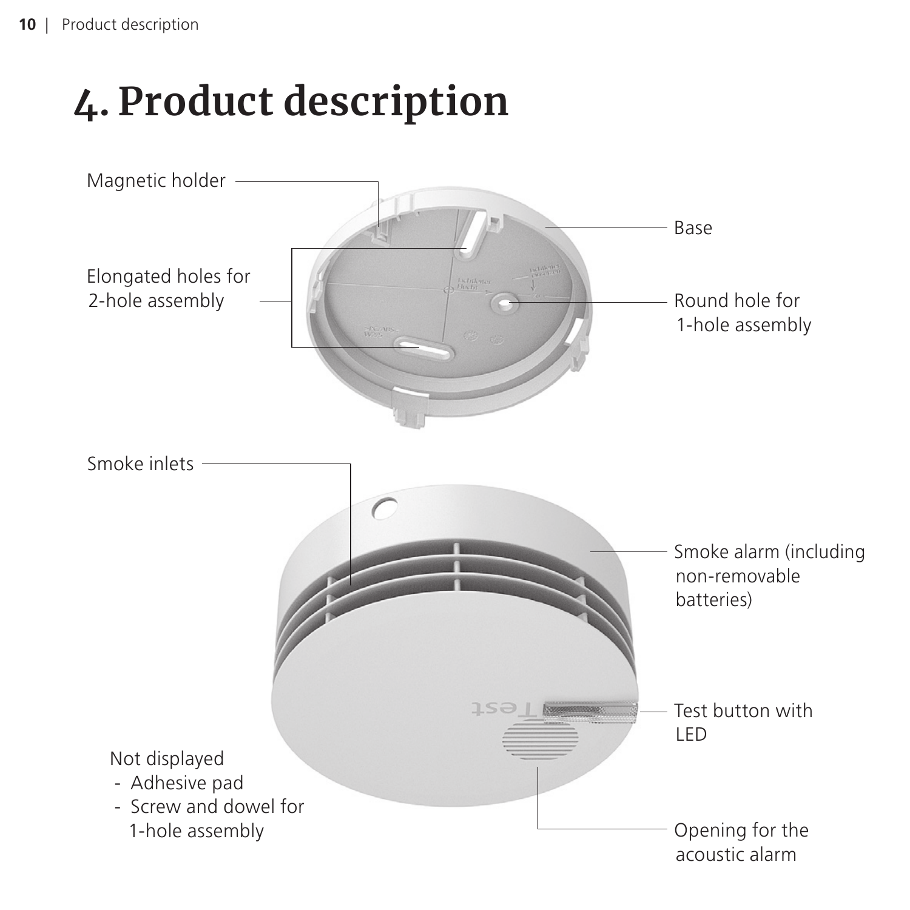# 4. Product description

Magnetic holder

Base

Elongated holes for 2-hole assembly

Round hole for 1-hole assembly

Smoke inlets

Smoke alarm (including non-removable batteries)

Test button with LED

Not displayed

- Adhesive pad
- Screw and dowel for 1-hole assembly

Opening for the acoustic alarm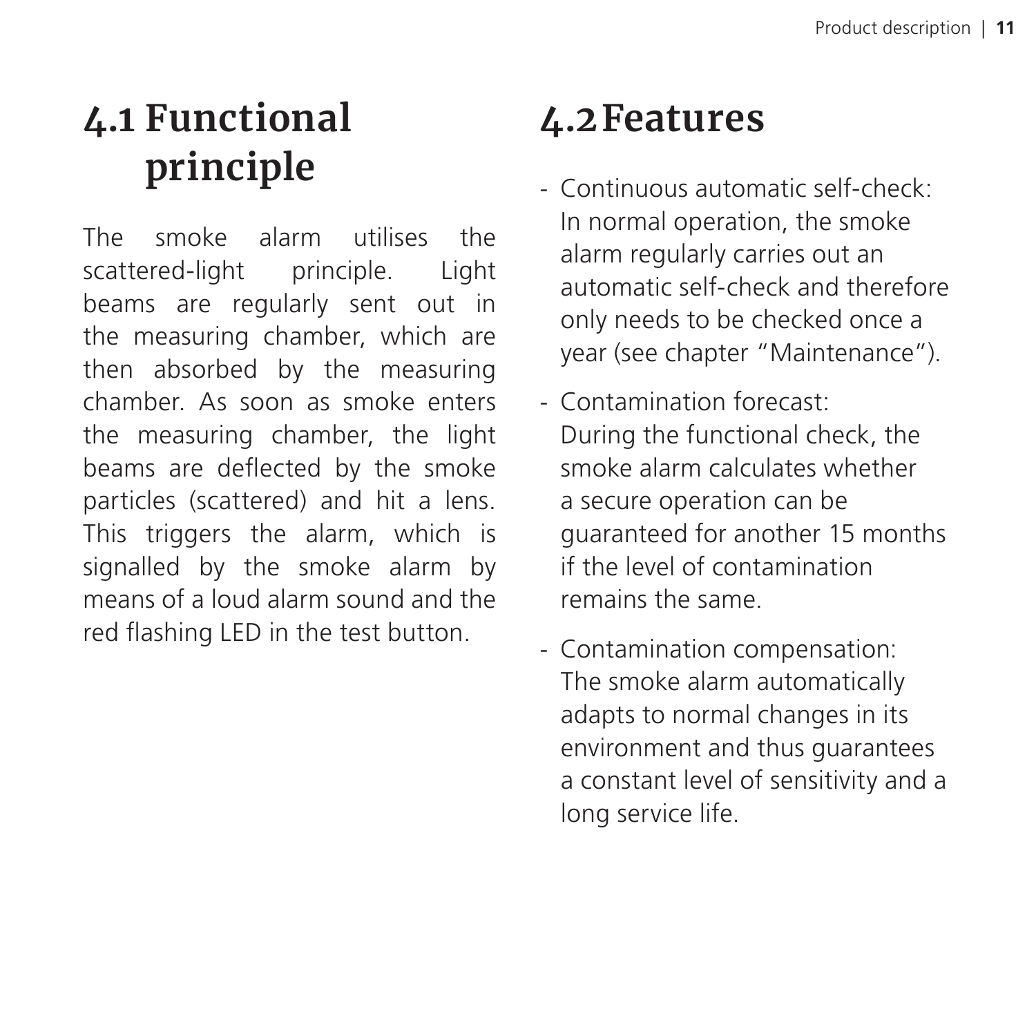## 4.1 Functional principle

The smoke alarm utilises the scattered-light principle. Light beams are regularly sent out in the measuring chamber, which are then absorbed by the measuring chamber. As soon as smoke enters the measuring chamber, the light beams are deflected by the smoke particles (scattered) and hit a lens. This triggers the alarm, which is signalled by the smoke alarm by means of a loud alarm sound and the red flashing LED in the test button.

## 4.2 Features

- Continuous automatic self-check:
  In normal operation, the smoke alarm regularly carries out an automatic self-check and therefore only needs to be checked once a year (see chapter “Maintenance”).
- Contamination forecast:
  During the functional check, the smoke alarm calculates whether a secure operation can be guaranteed for another 15 months if the level of contamination remains the same.
- Contamination compensation:
  The smoke alarm automatically adapts to normal changes in its environment and thus guarantees a constant level of sensitivity and a long service life.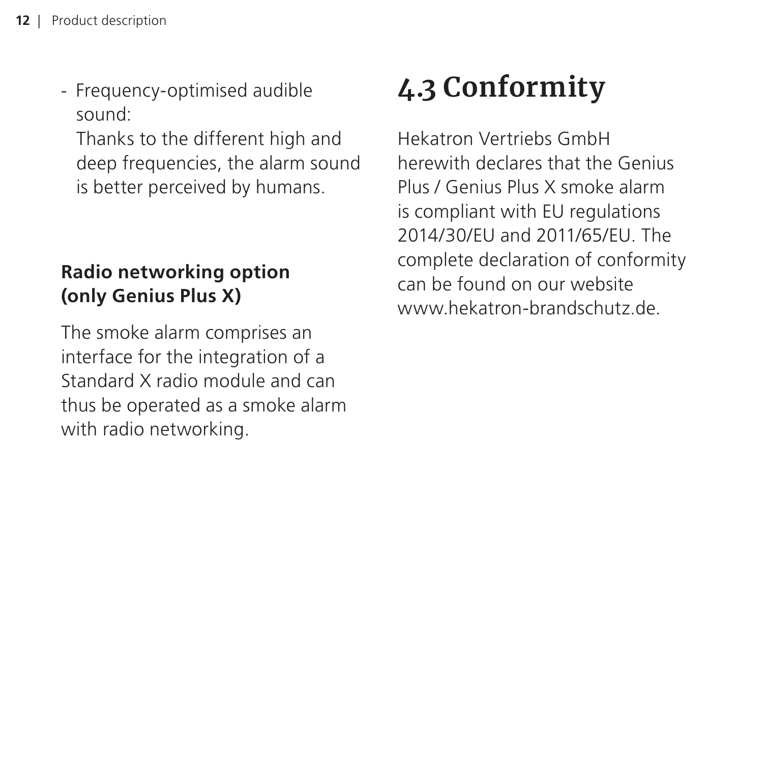- Frequency-optimised audible sound:
  Thanks to the different high and deep frequencies, the alarm sound is better perceived by humans.

**Radio networking option (only Genius Plus X)**

The smoke alarm comprises an interface for the integration of a Standard X radio module and can thus be operated as a smoke alarm with radio networking.

# 4.3 Conformity

Hekatron Vertriebs GmbH herewith declares that the Genius Plus / Genius Plus X smoke alarm is compliant with EU regulations 2014/30/EU and 2011/65/EU. The complete declaration of conformity can be found on our website www.hekatron-brandschutz.de.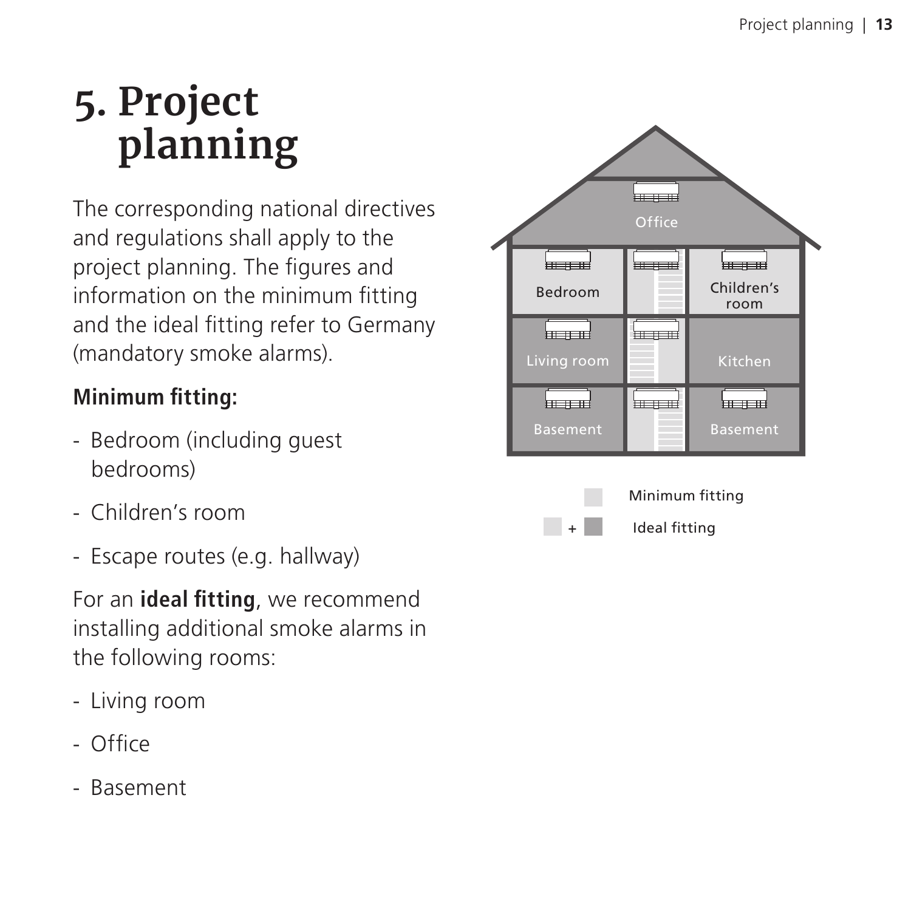# 5. Project planning

The corresponding national directives and regulations shall apply to the project planning. The figures and information on the minimum fitting and the ideal fitting refer to Germany (mandatory smoke alarms).

**Minimum fitting:**

- Bedroom (including guest bedrooms)
- Children's room
- Escape routes (e.g. hallway)

For an **ideal fitting**, we recommend installing additional smoke alarms in the following rooms:

- Living room
- Office
- Basement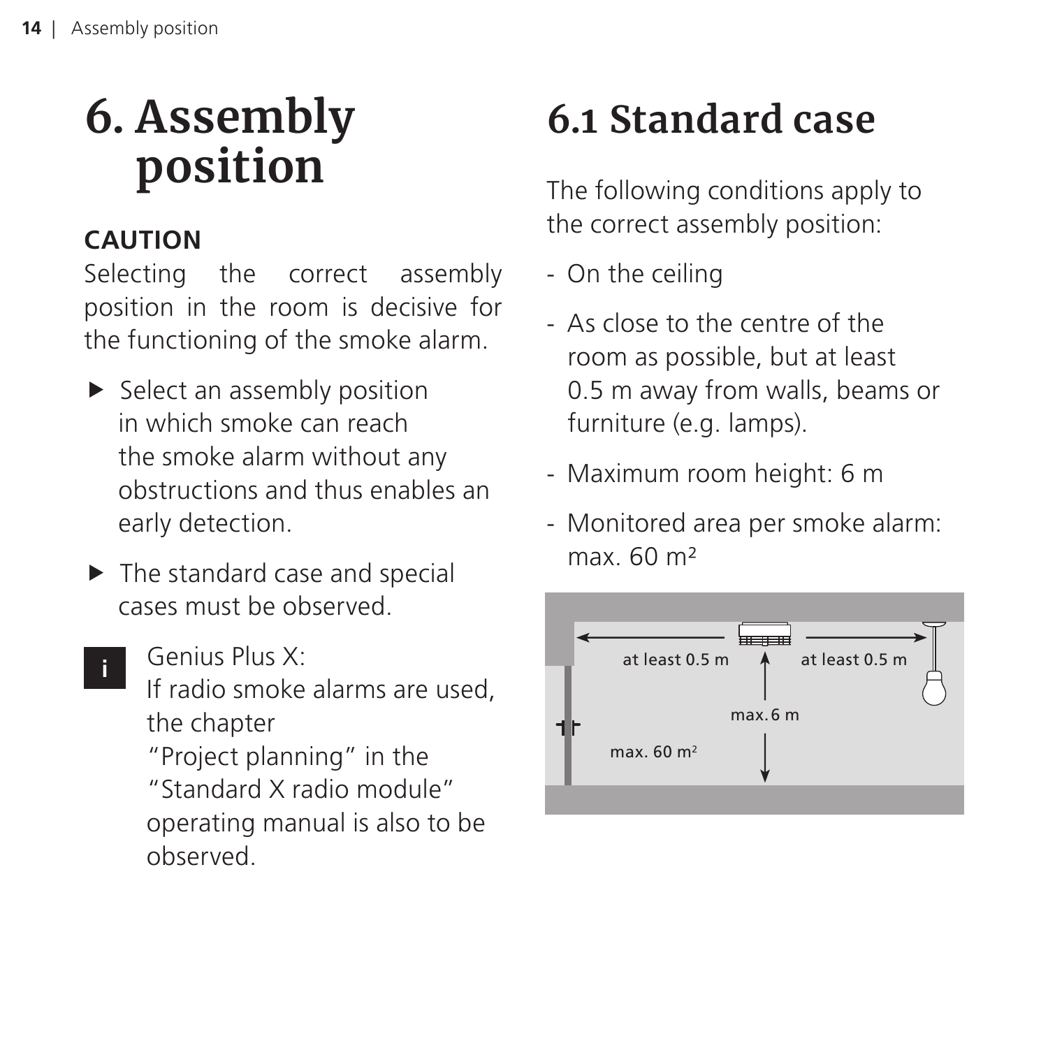# 6. Assembly position

**CAUTION**

Selecting the correct assembly position in the room is decisive for the functioning of the smoke alarm.

- ▶ Select an assembly position in which smoke can reach the smoke alarm without any obstructions and thus enables an early detection.
- ▶ The standard case and special cases must be observed.

**i** Genius Plus X:
If radio smoke alarms are used, the chapter "Project planning" in the "Standard X radio module" operating manual is also to be observed.

## 6.1 Standard case

The following conditions apply to the correct assembly position:

- On the ceiling
- As close to the centre of the room as possible, but at least 0.5 m away from walls, beams or furniture (e.g. lamps).
- Maximum room height: 6 m
- Monitored area per smoke alarm: max. 60 m²

at least 0.5 m | at least 0.5 m | max. 6 m | max. 60 m²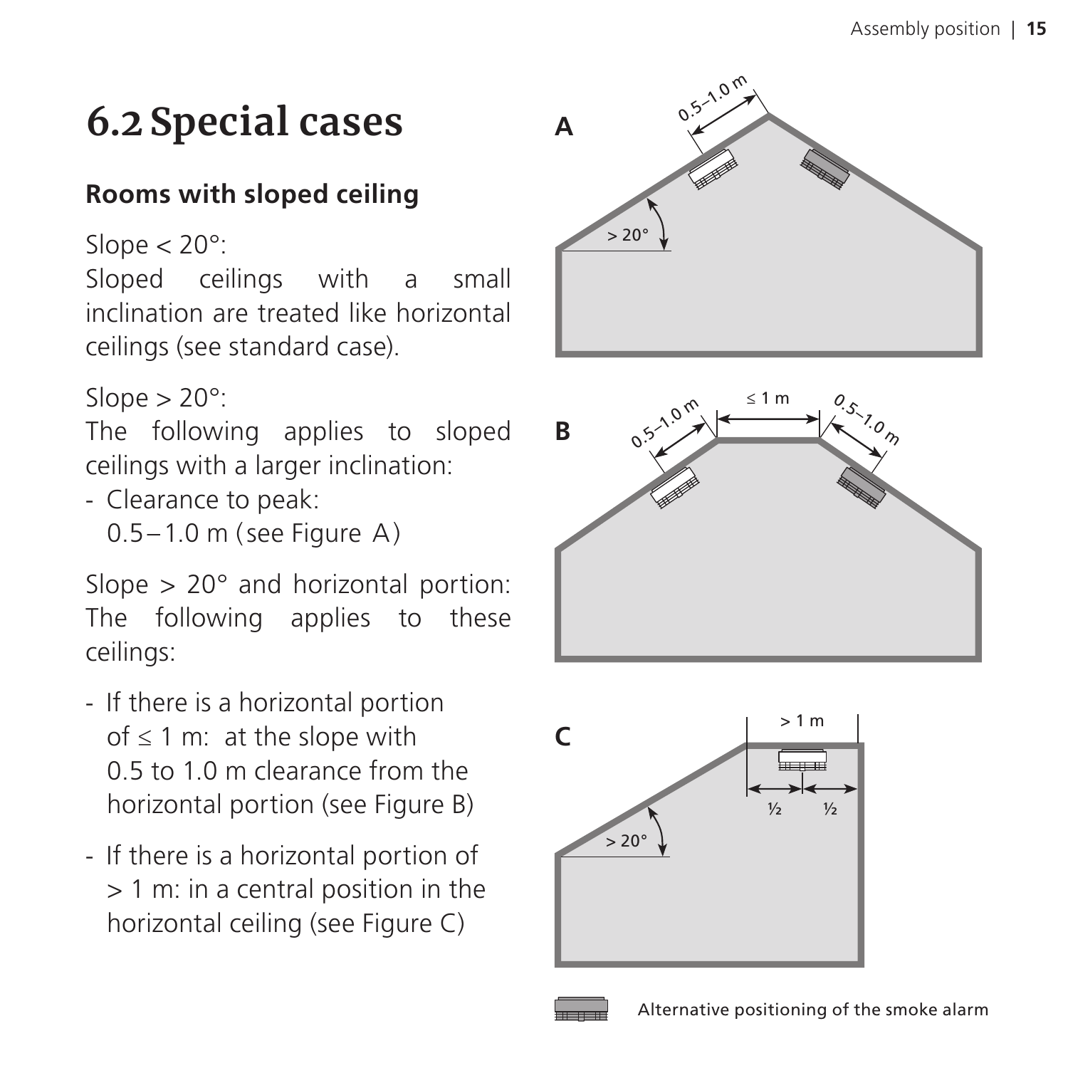# 6.2 Special cases

## Rooms with sloped ceiling

Slope < 20°:
Sloped ceilings with a small inclination are treated like horizontal ceilings (see standard case).

Slope > 20°:
The following applies to sloped ceilings with a larger inclination:

- Clearance to peak:
  0.5 – 1.0 m (see Figure A)

Slope > 20° and horizontal portion:
The following applies to these ceilings:

- If there is a horizontal portion of ≤ 1 m: at the slope with 0.5 to 1.0 m clearance from the horizontal portion (see Figure B)
- If there is a horizontal portion of > 1 m: in a central position in the horizontal ceiling (see Figure C)

A

B

C

Alternative positioning of the smoke alarm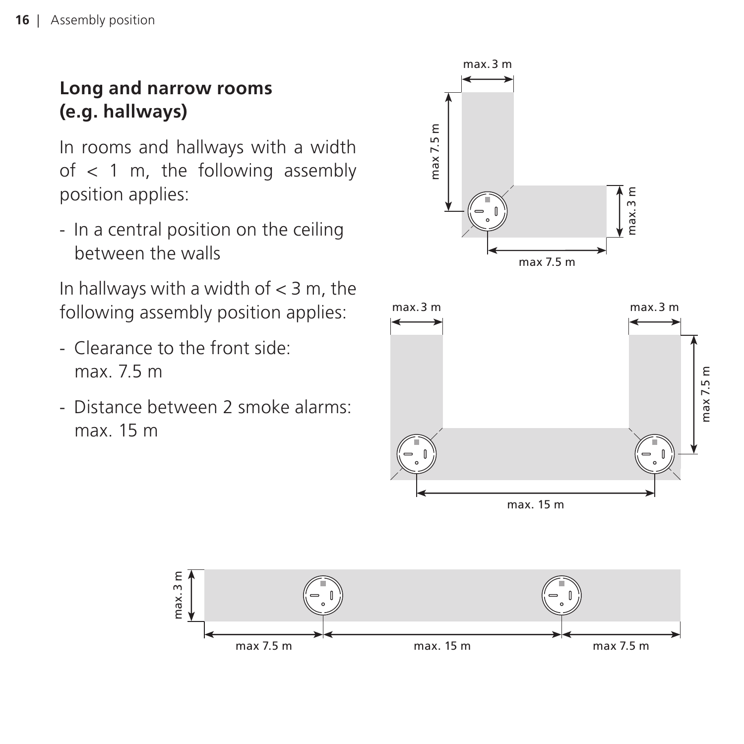## Long and narrow rooms (e.g. hallways)

In rooms and hallways with a width of < 1 m, the following assembly position applies:

- In a central position on the ceiling between the walls

In hallways with a width of < 3 m, the following assembly position applies:

- Clearance to the front side: max. 7.5 m
- Distance between 2 smoke alarms: max. 15 m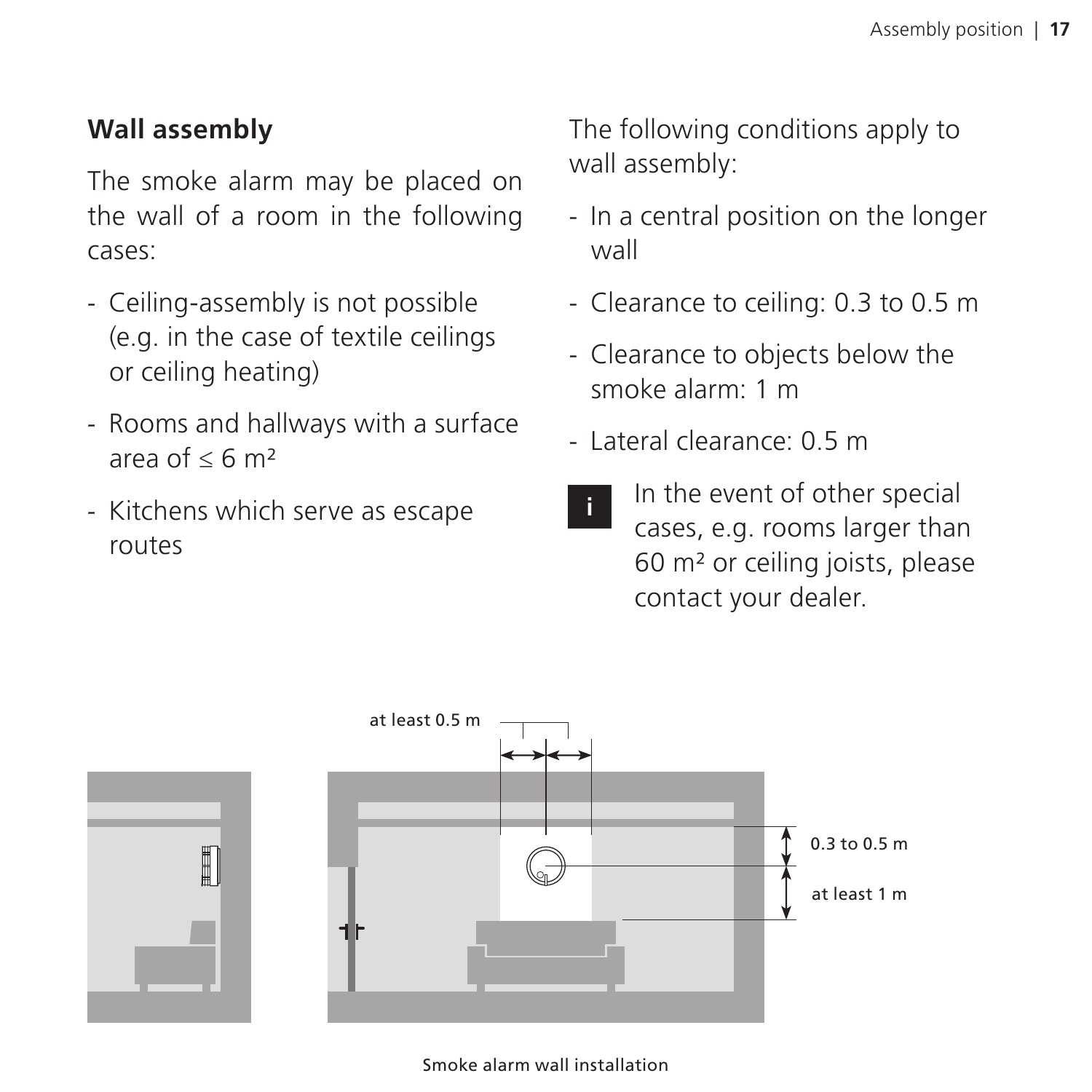## Wall assembly

The smoke alarm may be placed on the wall of a room in the following cases:

- Ceiling-assembly is not possible (e.g. in the case of textile ceilings or ceiling heating)
- Rooms and hallways with a surface area of ≤ 6 m²
- Kitchens which serve as escape routes

The following conditions apply to wall assembly:

- In a central position on the longer wall
- Clearance to ceiling: 0.3 to 0.5 m
- Clearance to objects below the smoke alarm: 1 m
- Lateral clearance: 0.5 m

**i** In the event of other special cases, e.g. rooms larger than 60 m² or ceiling joists, please contact your dealer.

at least 0.5 m

0.3 to 0.5 m

at least 1 m

Smoke alarm wall installation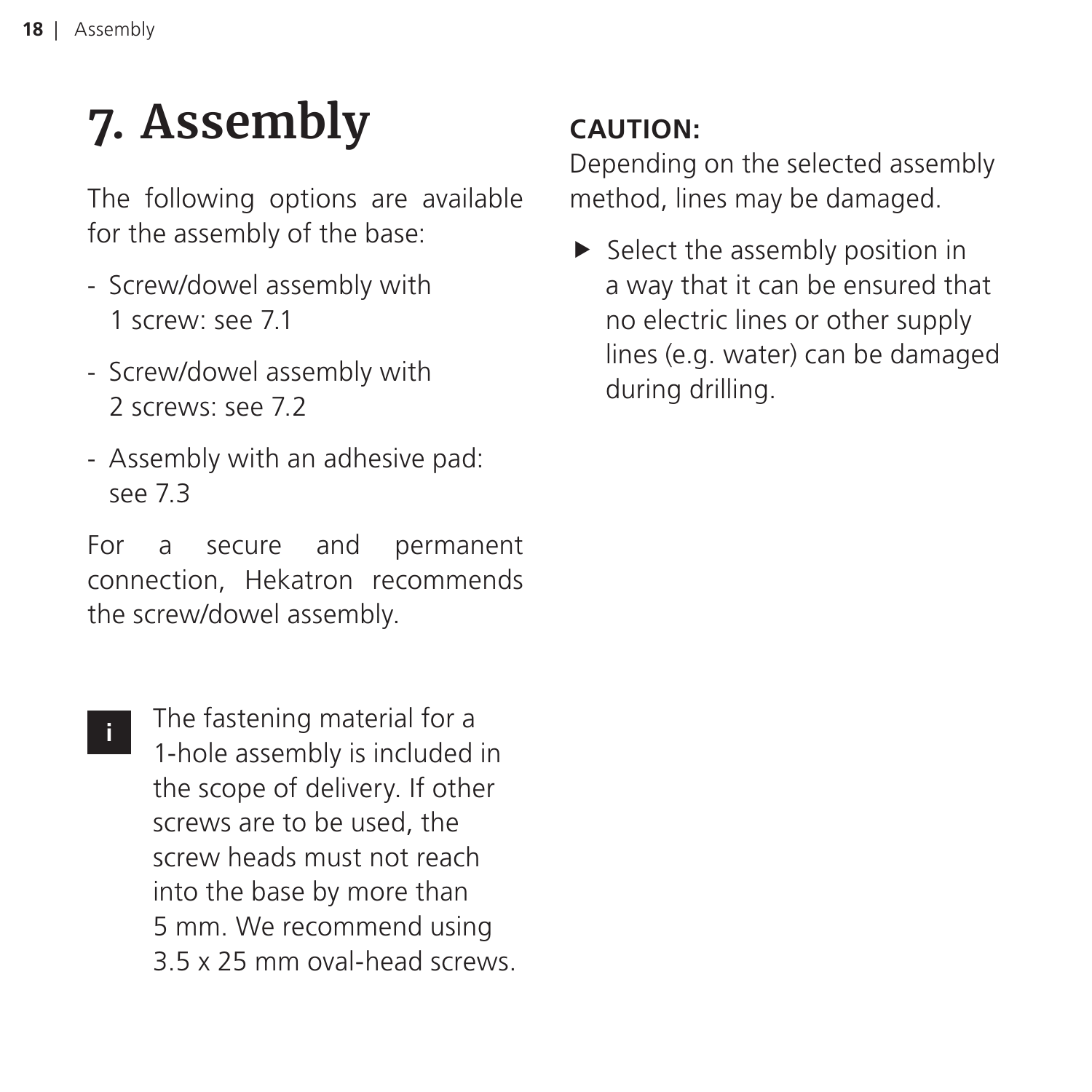# 7. Assembly

The following options are available for the assembly of the base:

- Screw/dowel assembly with 1 screw: see 7.1
- Screw/dowel assembly with 2 screws: see 7.2
- Assembly with an adhesive pad: see 7.3

For a secure and permanent connection, Hekatron recommends the screw/dowel assembly.

**i** The fastening material for a 1-hole assembly is included in the scope of delivery. If other screws are to be used, the screw heads must not reach into the base by more than 5 mm. We recommend using 3.5 x 25 mm oval-head screws.

**CAUTION:**

Depending on the selected assembly method, lines may be damaged.

▶ Select the assembly position in a way that it can be ensured that no electric lines or other supply lines (e.g. water) can be damaged during drilling.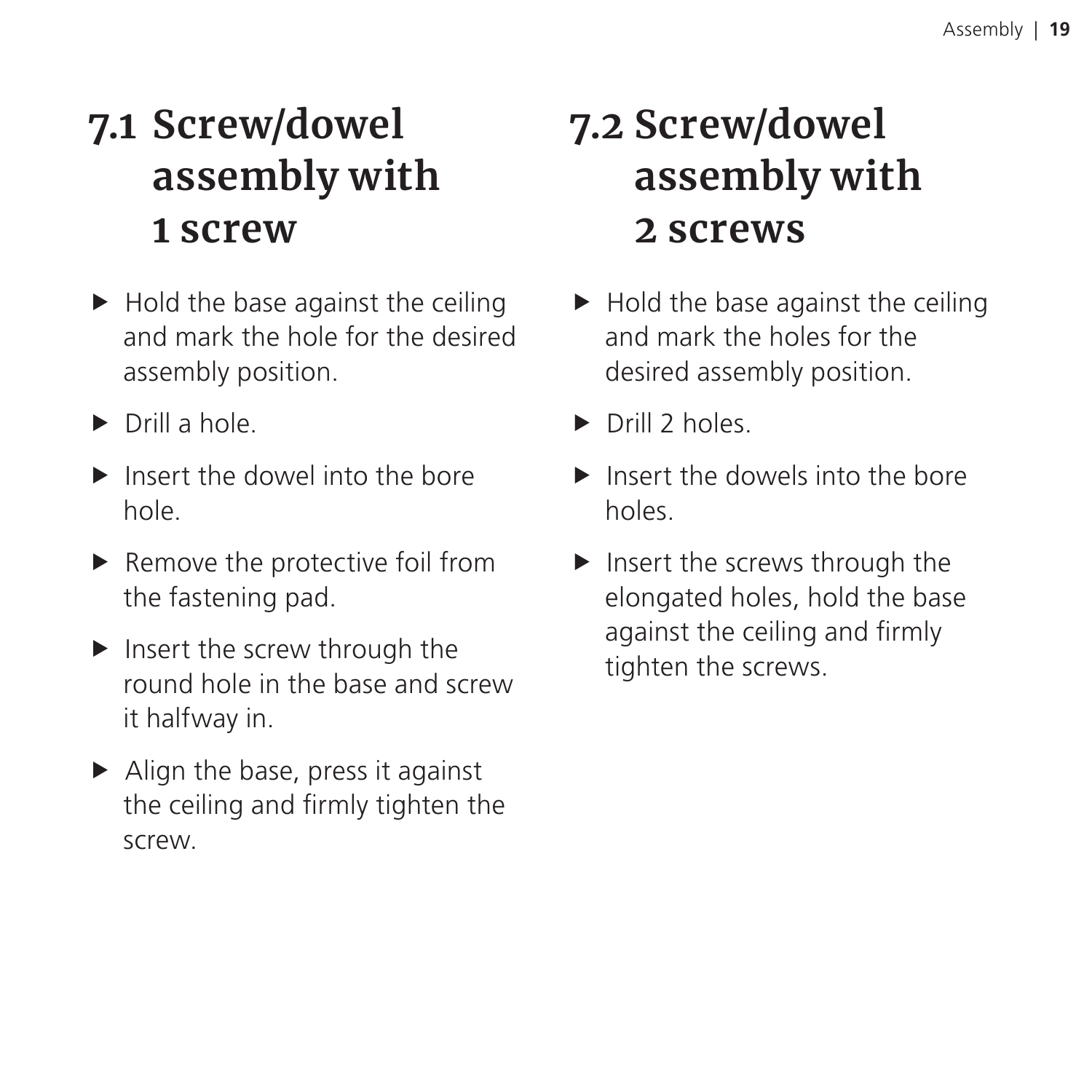## 7.1 Screw/dowel assembly with 1 screw

- Hold the base against the ceiling and mark the hole for the desired assembly position.
- Drill a hole.
- Insert the dowel into the bore hole.
- Remove the protective foil from the fastening pad.
- Insert the screw through the round hole in the base and screw it halfway in.
- Align the base, press it against the ceiling and firmly tighten the screw.

## 7.2 Screw/dowel assembly with 2 screws

- Hold the base against the ceiling and mark the holes for the desired assembly position.
- Drill 2 holes.
- Insert the dowels into the bore holes.
- Insert the screws through the elongated holes, hold the base against the ceiling and firmly tighten the screws.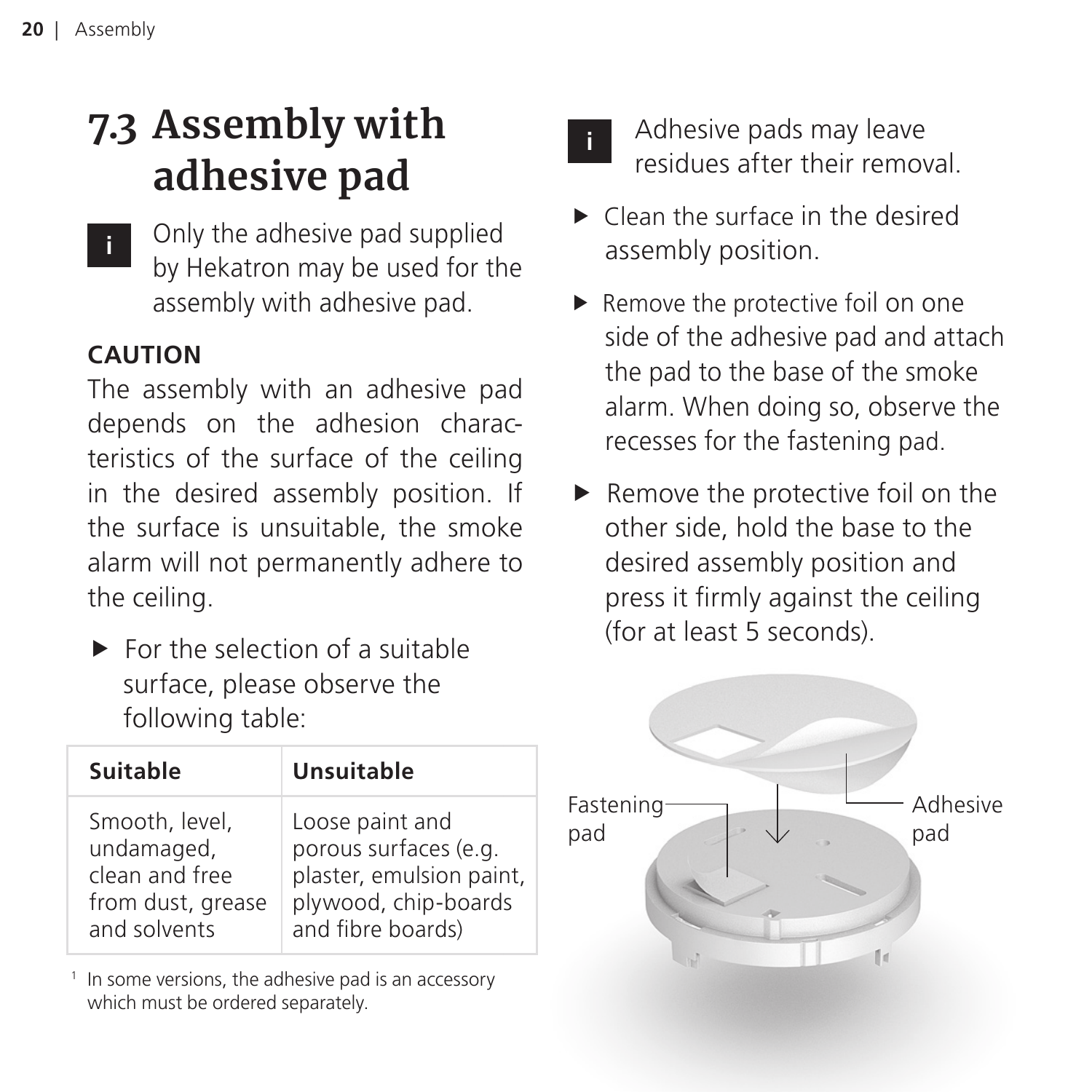## 7.3 Assembly with adhesive pad

i Only the adhesive pad supplied by Hekatron may be used for the assembly with adhesive pad.

**CAUTION**

The assembly with an adhesive pad depends on the adhesion characteristics of the surface of the ceiling in the desired assembly position. If the surface is unsuitable, the smoke alarm will not permanently adhere to the ceiling.

- For the selection of a suitable surface, please observe the following table:

| Suitable | Unsuitable |
|---|---|
| Smooth, level, undamaged, clean and free from dust, grease and solvents | Loose paint and porous surfaces (e.g. plaster, emulsion paint, plywood, chip-boards and fibre boards) |

[1] In some versions, the adhesive pad is an accessory which must be ordered separately.

i Adhesive pads may leave residues after their removal.

- Clean the surface in the desired assembly position.
- Remove the protective foil on one side of the adhesive pad and attach the pad to the base of the smoke alarm. When doing so, observe the recesses for the fastening pad.
- Remove the protective foil on the other side, hold the base to the desired assembly position and press it firmly against the ceiling (for at least 5 seconds).

Fastening pad

Adhesive pad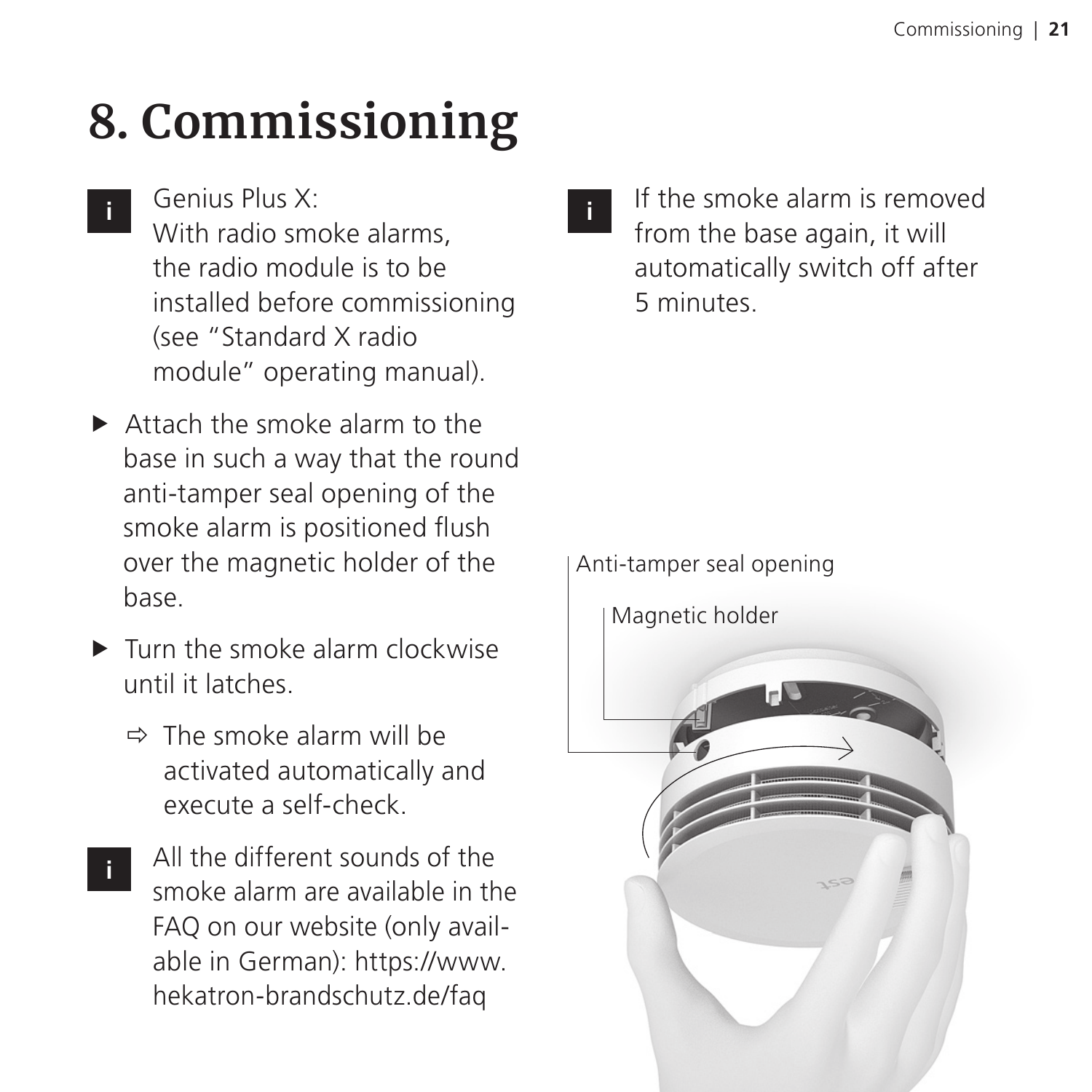# 8. Commissioning

> **i** Genius Plus X:
> With radio smoke alarms, the radio module is to be installed before commissioning (see “Standard X radio module” operating manual).

- ▶ Attach the smoke alarm to the base in such a way that the round anti-tamper seal opening of the smoke alarm is positioned flush over the magnetic holder of the base.
- ▶ Turn the smoke alarm clockwise until it latches.
  - ⇨ The smoke alarm will be activated automatically and execute a self-check.

> **i** All the different sounds of the smoke alarm are available in the FAQ on our website (only available in German): https://www.hekatron-brandschutz.de/faq

> **i** If the smoke alarm is removed from the base again, it will automatically switch off after 5 minutes.

Anti-tamper seal opening

Magnetic holder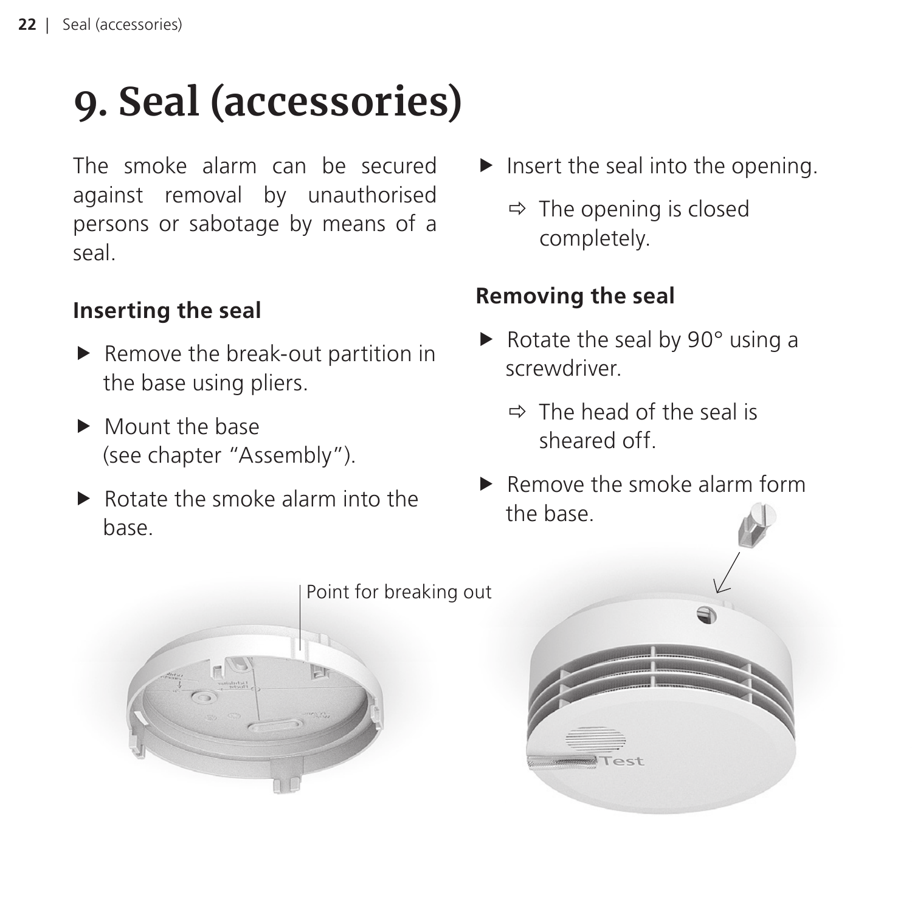# 9. Seal (accessories)

The smoke alarm can be secured against removal by unauthorised persons or sabotage by means of a seal.

## Inserting the seal

- Remove the break-out partition in the base using pliers.
- Mount the base (see chapter “Assembly”).
- Rotate the smoke alarm into the base.
- Insert the seal into the opening.
  - ⇨ The opening is closed completely.

## Removing the seal

- Rotate the seal by 90° using a screwdriver.
  - ⇨ The head of the seal is sheared off.
- Remove the smoke alarm form the base.

Point for breaking out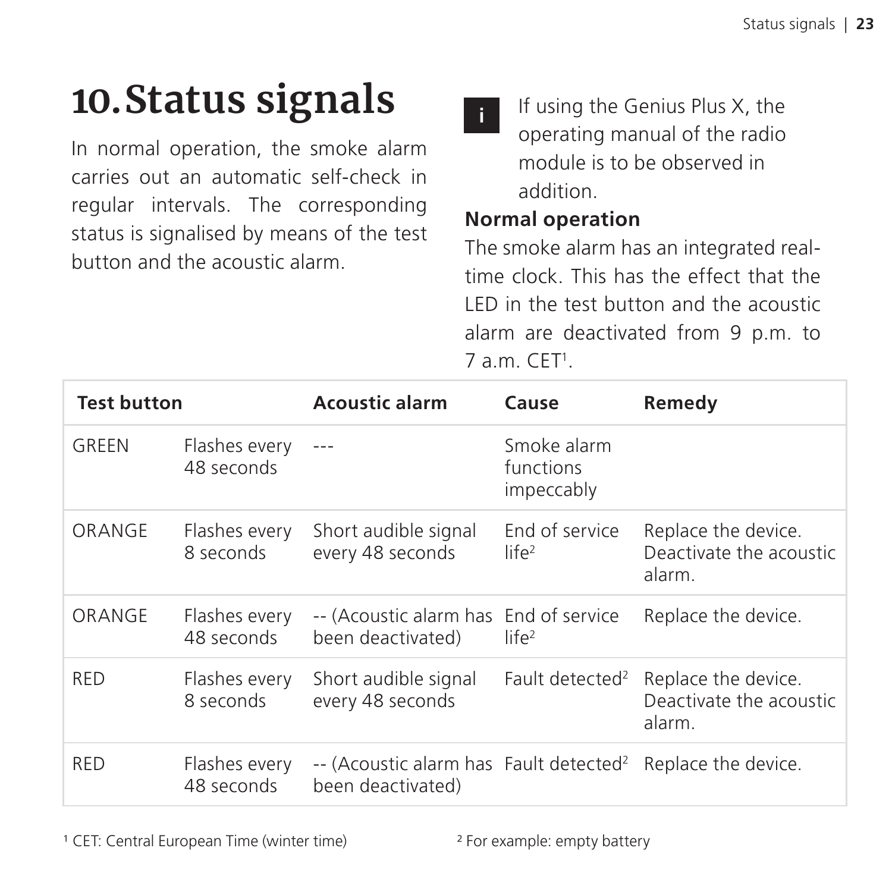# 10. Status signals

In normal operation, the smoke alarm carries out an automatic self-check in regular intervals. The corresponding status is signalised by means of the test button and the acoustic alarm.

> **i** If using the Genius Plus X, the operating manual of the radio module is to be observed in addition.

**Normal operation**

The smoke alarm has an integrated real-time clock. This has the effect that the LED in the test button and the acoustic alarm are deactivated from 9 p.m. to 7 a.m. CET[1].

| Test button | | Acoustic alarm | Cause | Remedy |
|---|---|---|---|---|
| GREEN | Flashes every 48 seconds | --- | Smoke alarm functions impeccably | |
| ORANGE | Flashes every 8 seconds | Short audible signal every 48 seconds | End of service life[2] | Replace the device. Deactivate the acoustic alarm. |
| ORANGE | Flashes every 48 seconds | -- (Acoustic alarm has been deactivated) | End of service life[2] | Replace the device. |
| RED | Flashes every 8 seconds | Short audible signal every 48 seconds | Fault detected[2] | Replace the device. Deactivate the acoustic alarm. |
| RED | Flashes every 48 seconds | -- (Acoustic alarm has been deactivated) | Fault detected[2] | Replace the device. |

[1] CET: Central European Time (winter time)

[2] For example: empty battery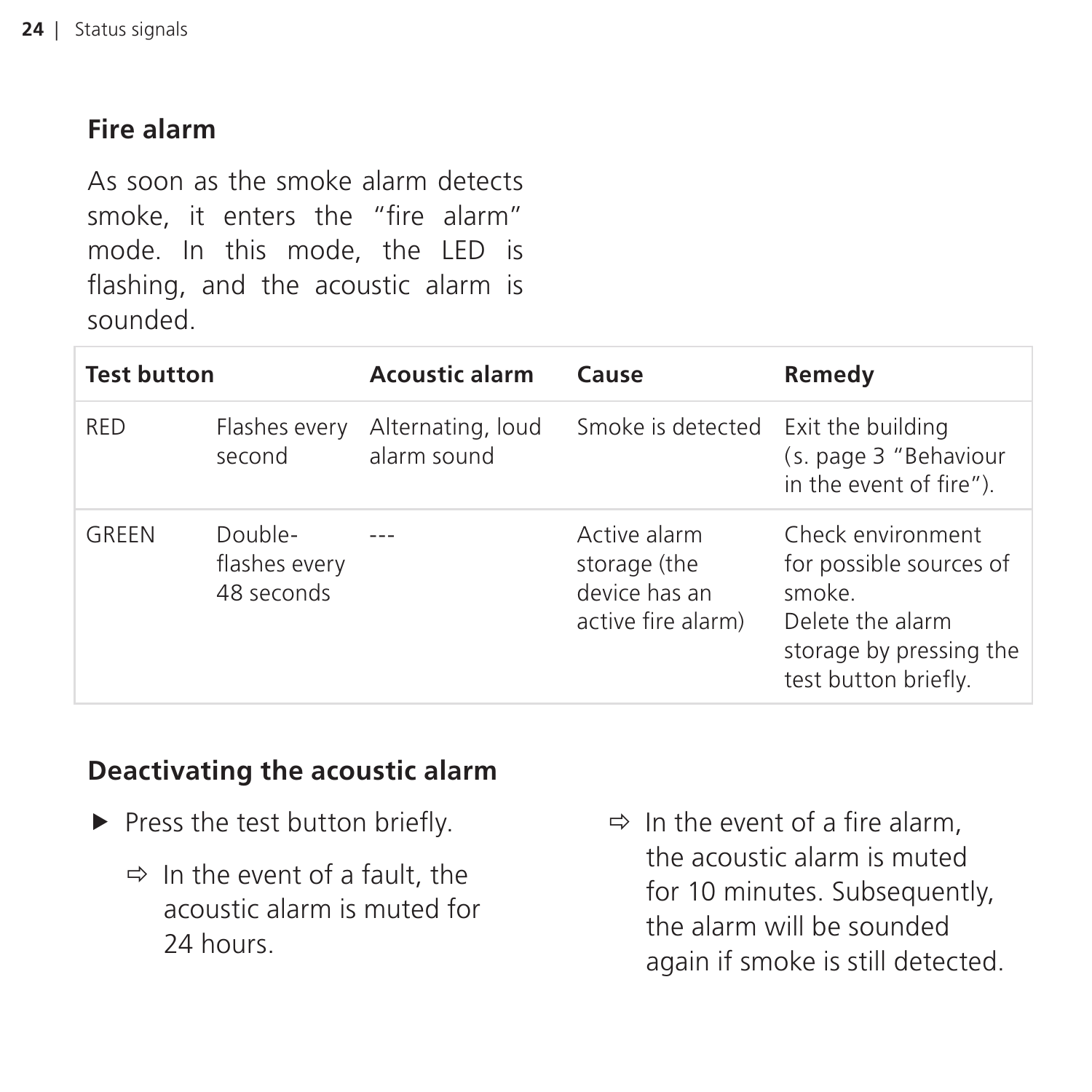## Fire alarm

As soon as the smoke alarm detects smoke, it enters the “fire alarm” mode. In this mode, the LED is flashing, and the acoustic alarm is sounded.

| Test button | | Acoustic alarm | Cause | Remedy |
|---|---|---|---|---|
| RED | Flashes every second | Alternating, loud alarm sound | Smoke is detected | Exit the building (s. page 3 “Behaviour in the event of fire”). |
| GREEN | Double-flashes every 48 seconds | --- | Active alarm storage (the device has an active fire alarm) | Check environment for possible sources of smoke.<br>Delete the alarm storage by pressing the test button briefly. |

## Deactivating the acoustic alarm

- ▶ Press the test button briefly.
  - ⇨ In the event of a fault, the acoustic alarm is muted for 24 hours.
  - ⇨ In the event of a fire alarm, the acoustic alarm is muted for 10 minutes. Subsequently, the alarm will be sounded again if smoke is still detected.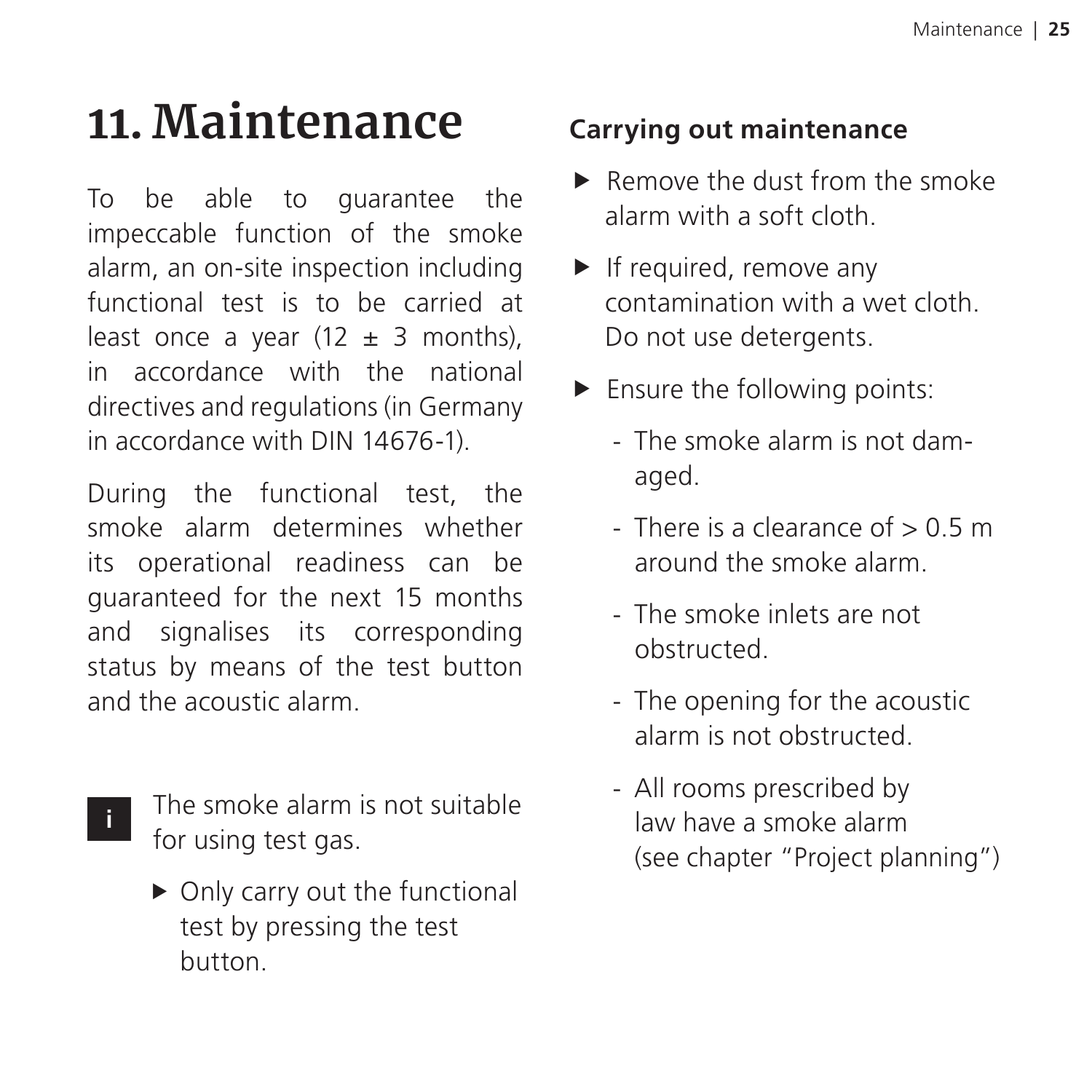# 11. Maintenance

To be able to guarantee the impeccable function of the smoke alarm, an on-site inspection including functional test is to be carried at least once a year (12 ± 3 months), in accordance with the national directives and regulations (in Germany in accordance with DIN 14676-1).

During the functional test, the smoke alarm determines whether its operational readiness can be guaranteed for the next 15 months and signalises its corresponding status by means of the test button and the acoustic alarm.

**i** The smoke alarm is not suitable for using test gas.

- ▶ Only carry out the functional test by pressing the test button.

### Carrying out maintenance

- ▶ Remove the dust from the smoke alarm with a soft cloth.
- ▶ If required, remove any contamination with a wet cloth. Do not use detergents.
- ▶ Ensure the following points:
  - The smoke alarm is not damaged.
  - There is a clearance of > 0.5 m around the smoke alarm.
  - The smoke inlets are not obstructed.
  - The opening for the acoustic alarm is not obstructed.
  - All rooms prescribed by law have a smoke alarm (see chapter "Project planning")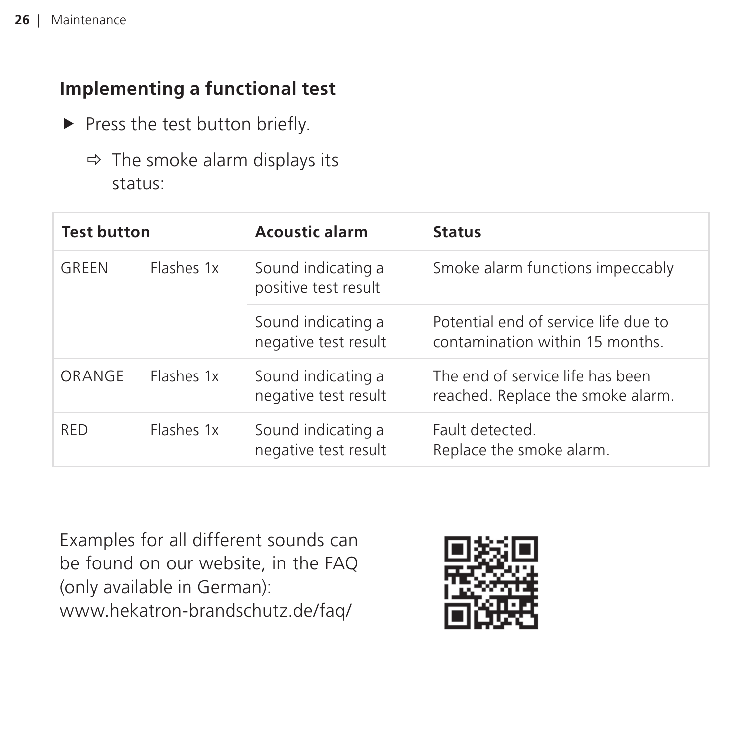## Implementing a functional test

- ▶ Press the test button briefly.
  - ⇨ The smoke alarm displays its status:

| Test button | | Acoustic alarm | Status |
|---|---|---|---|
| GREEN | Flashes 1x | Sound indicating a positive test result | Smoke alarm functions impeccably |
| | | Sound indicating a negative test result | Potential end of service life due to contamination within 15 months. |
| ORANGE | Flashes 1x | Sound indicating a negative test result | The end of service life has been reached. Replace the smoke alarm. |
| RED | Flashes 1x | Sound indicating a negative test result | Fault detected. Replace the smoke alarm. |

Examples for all different sounds can be found on our website, in the FAQ (only available in German):
www.hekatron-brandschutz.de/faq/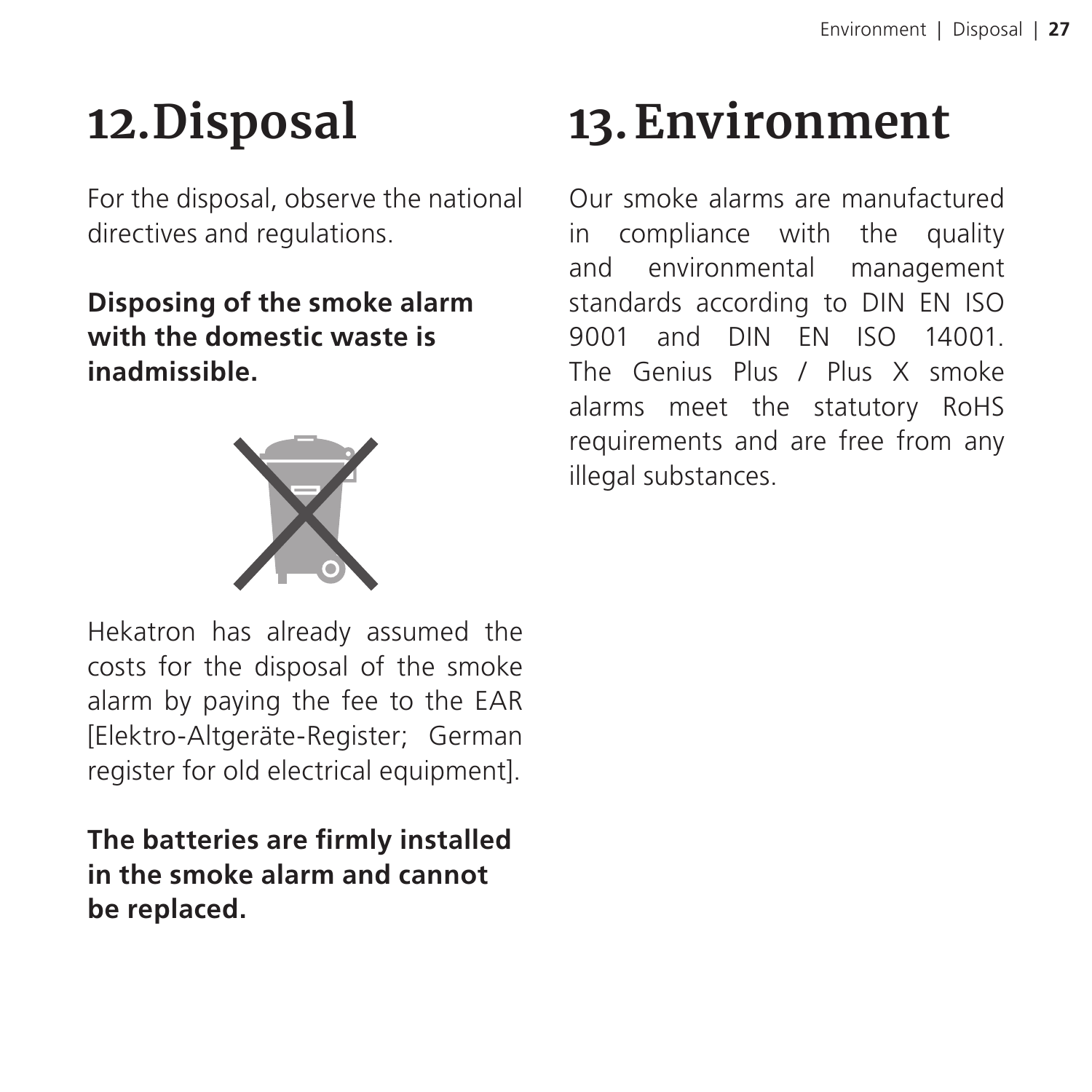# 12. Disposal

For the disposal, observe the national directives and regulations.

**Disposing of the smoke alarm with the domestic waste is inadmissible.**

Hekatron has already assumed the costs for the disposal of the smoke alarm by paying the fee to the EAR [Elektro-Altgeräte-Register; German register for old electrical equipment].

**The batteries are firmly installed in the smoke alarm and cannot be replaced.**

# 13. Environment

Our smoke alarms are manufactured in compliance with the quality and environmental management standards according to DIN EN ISO 9001 and DIN EN ISO 14001. The Genius Plus / Plus X smoke alarms meet the statutory RoHS requirements and are free from any illegal substances.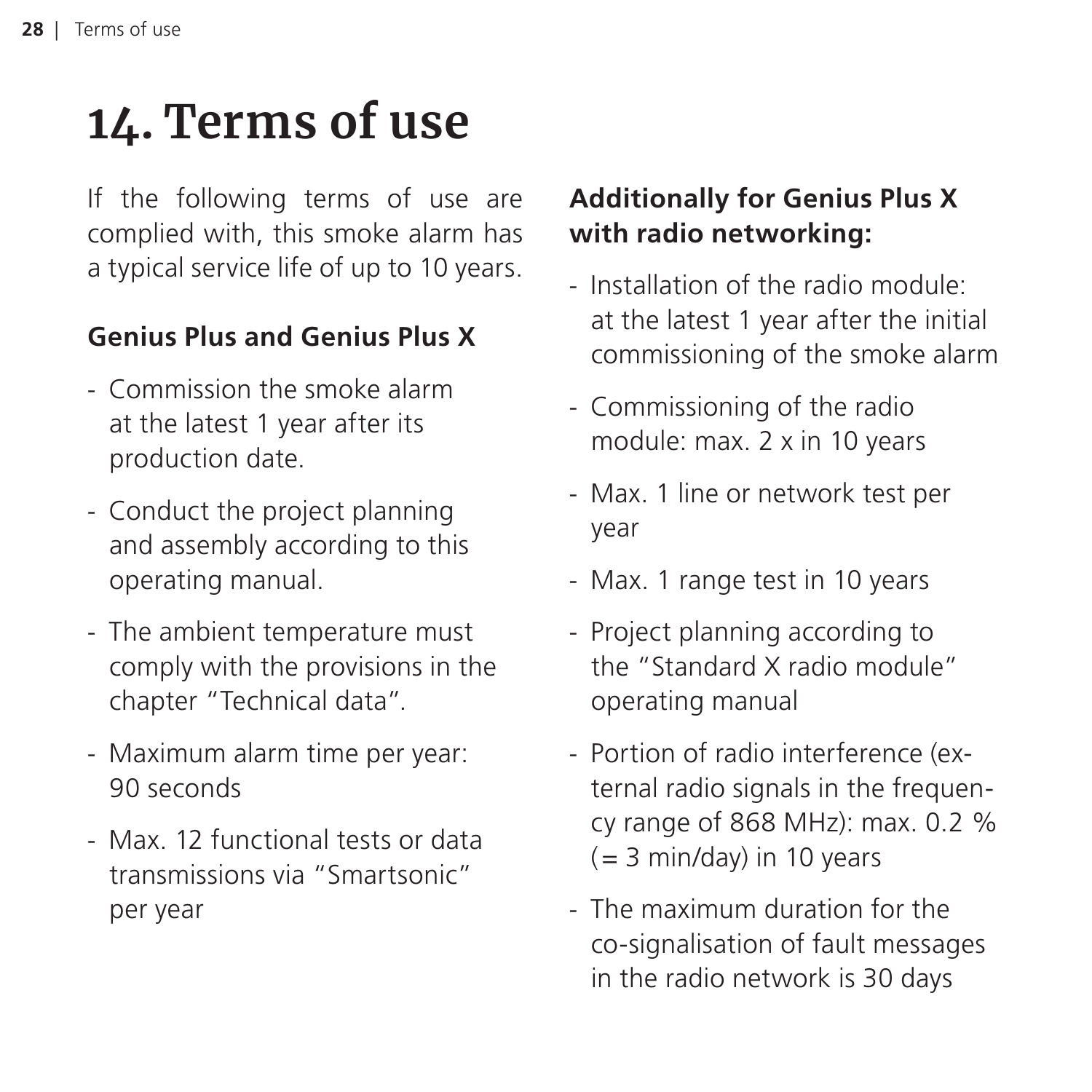# 14. Terms of use

If the following terms of use are complied with, this smoke alarm has a typical service life of up to 10 years.

**Genius Plus and Genius Plus X**

- Commission the smoke alarm at the latest 1 year after its production date.
- Conduct the project planning and assembly according to this operating manual.
- The ambient temperature must comply with the provisions in the chapter "Technical data".
- Maximum alarm time per year: 90 seconds
- Max. 12 functional tests or data transmissions via "Smartsonic" per year

**Additionally for Genius Plus X with radio networking:**

- Installation of the radio module: at the latest 1 year after the initial commissioning of the smoke alarm
- Commissioning of the radio module: max. 2 x in 10 years
- Max. 1 line or network test per year
- Max. 1 range test in 10 years
- Project planning according to the "Standard X radio module" operating manual
- Portion of radio interference (external radio signals in the frequency range of 868 MHz): max. 0.2 % (= 3 min/day) in 10 years
- The maximum duration for the co-signalisation of fault messages in the radio network is 30 days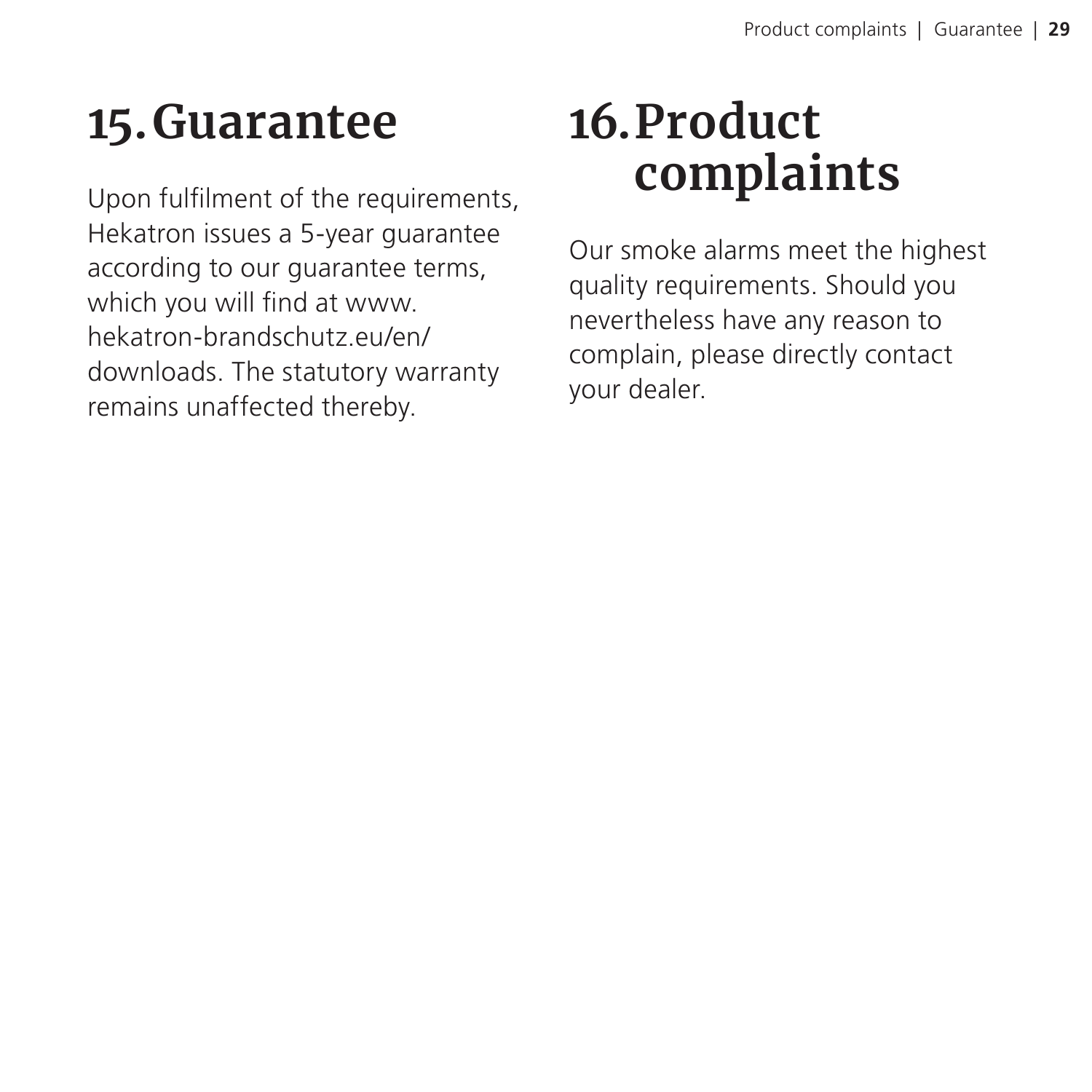# 15. Guarantee

Upon fulfilment of the requirements, Hekatron issues a 5-year guarantee according to our guarantee terms, which you will find at www.hekatron-brandschutz.eu/en/downloads. The statutory warranty remains unaffected thereby.

# 16. Product complaints

Our smoke alarms meet the highest quality requirements. Should you nevertheless have any reason to complain, please directly contact your dealer.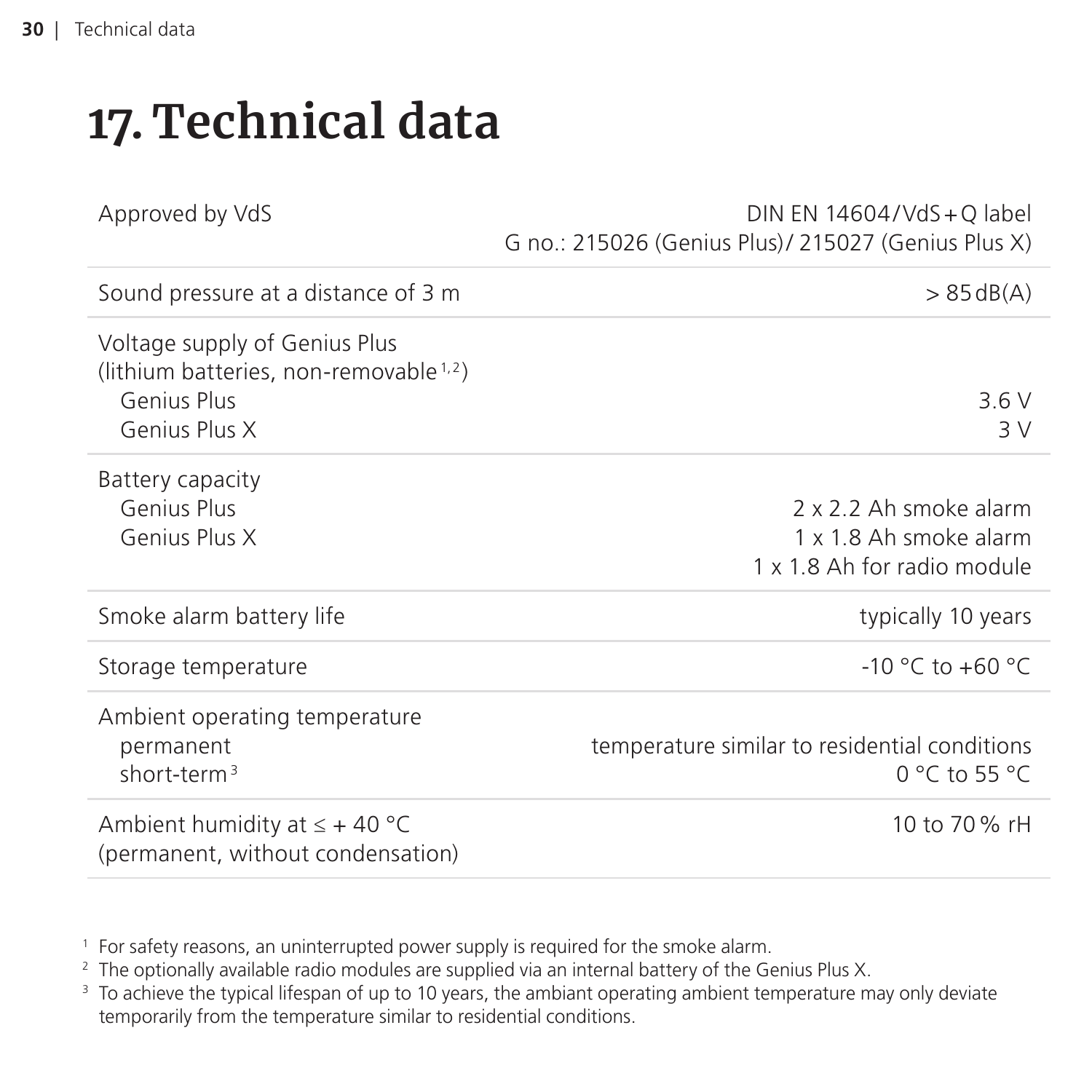# 17. Technical data

| | |
|---|---|
| Approved by VdS | DIN EN 14604/VdS+Q label<br>G no.: 215026 (Genius Plus)/ 215027 (Genius Plus X) |
| Sound pressure at a distance of 3 m | > 85 dB(A) |
| Voltage supply of Genius Plus<br>(lithium batteries, non-removable[1,2])<br>Genius Plus<br>Genius Plus X | <br><br>3.6 V<br>3 V |
| Battery capacity<br>Genius Plus<br>Genius Plus X | <br>2 x 2.2 Ah smoke alarm<br>1 x 1.8 Ah smoke alarm<br>1 x 1.8 Ah for radio module |
| Smoke alarm battery life | typically 10 years |
| Storage temperature | -10 °C to +60 °C |
| Ambient operating temperature<br>permanent<br>short-term[3] | <br>temperature similar to residential conditions<br>0 °C to 55 °C |
| Ambient humidity at ≤ + 40 °C<br>(permanent, without condensation) | 10 to 70 % rH |

[1] For safety reasons, an uninterrupted power supply is required for the smoke alarm.

[2] The optionally available radio modules are supplied via an internal battery of the Genius Plus X.

[3] To achieve the typical lifespan of up to 10 years, the ambiant operating ambient temperature may only deviate temporarily from the temperature similar to residential conditions.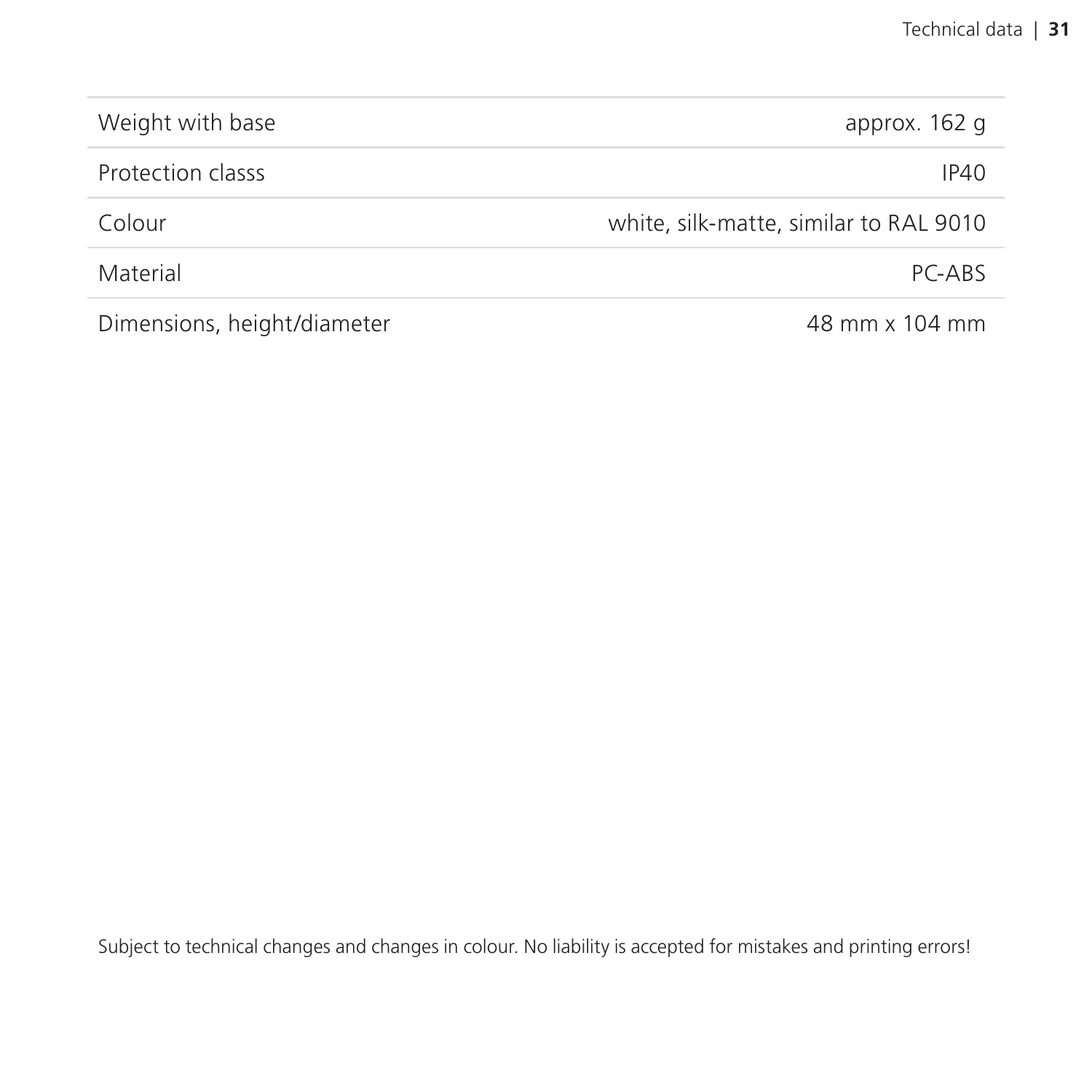| | |
|---|---|
| Weight with base | approx. 162 g |
| Protection classs | IP40 |
| Colour | white, silk-matte, similar to RAL 9010 |
| Material | PC-ABS |
| Dimensions, height/diameter | 48 mm x 104 mm |

Subject to technical changes and changes in colour. No liability is accepted for mistakes and printing errors!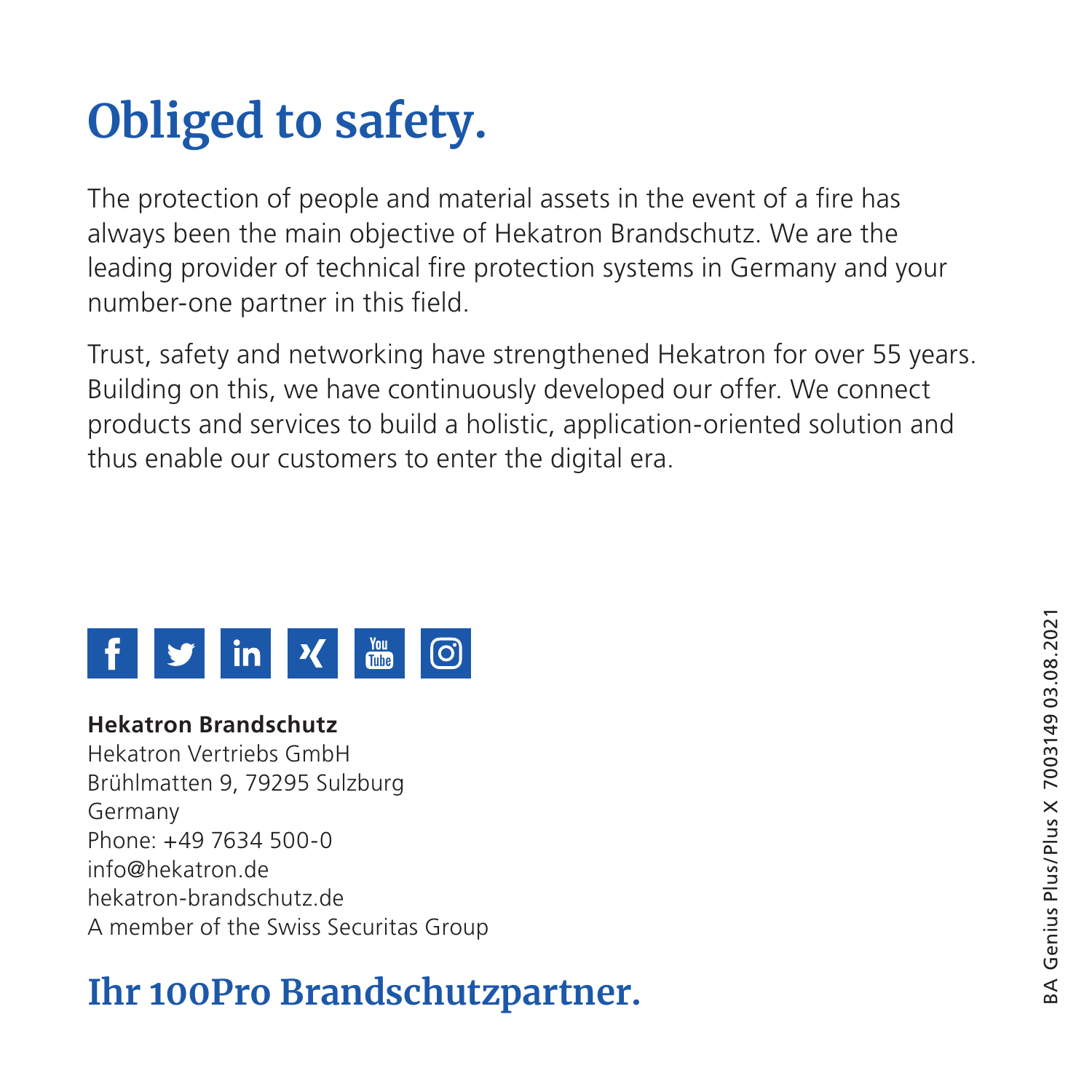# Obliged to safety.

The protection of people and material assets in the event of a fire has always been the main objective of Hekatron Brandschutz. We are the leading provider of technical fire protection systems in Germany and your number-one partner in this field.

Trust, safety and networking have strengthened Hekatron for over 55 years. Building on this, we have continuously developed our offer. We connect products and services to build a holistic, application-oriented solution and thus enable our customers to enter the digital era.

**Hekatron Brandschutz**
Hekatron Vertriebs GmbH
Brühlmatten 9, 79295 Sulzburg
Germany
Phone: +49 7634 500-0
info@hekatron.de
hekatron-brandschutz.de
A member of the Swiss Securitas Group

## Ihr 100Pro Brandschutzpartner.

BA Genius Plus/Plus X 7003149 03.08.2021